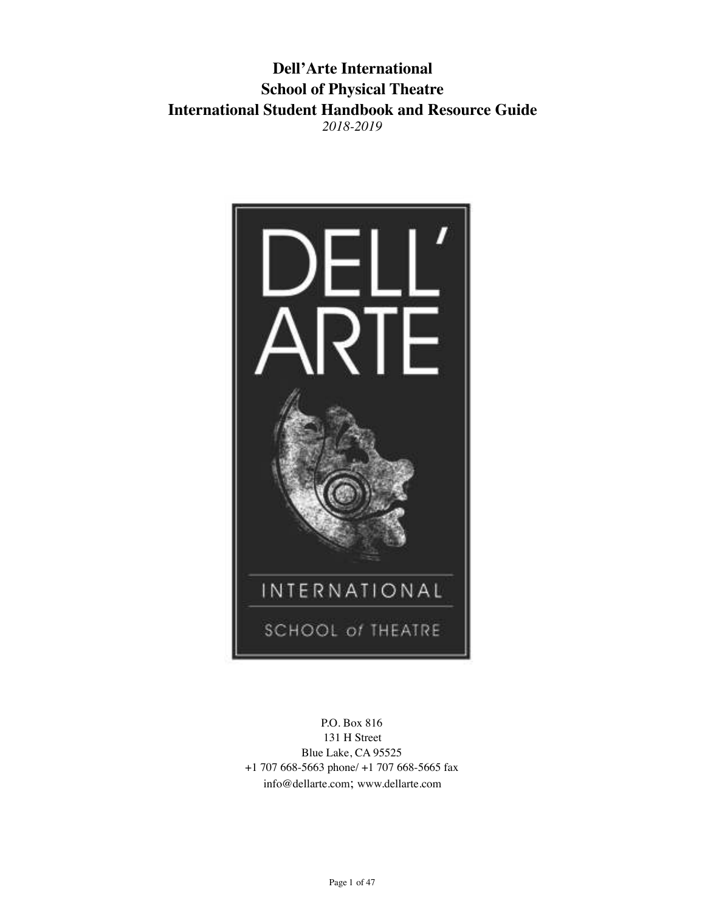# Dell'Arte International
## School of Physical Theatre
## International Student Handbook and Resource Guide

*2018-2019*

P.O. Box 816
131 H Street
Blue Lake, CA 95525
+1 707 668-5663 phone/ +1 707 668-5665 fax
info@dellarte.com; www.dellarte.com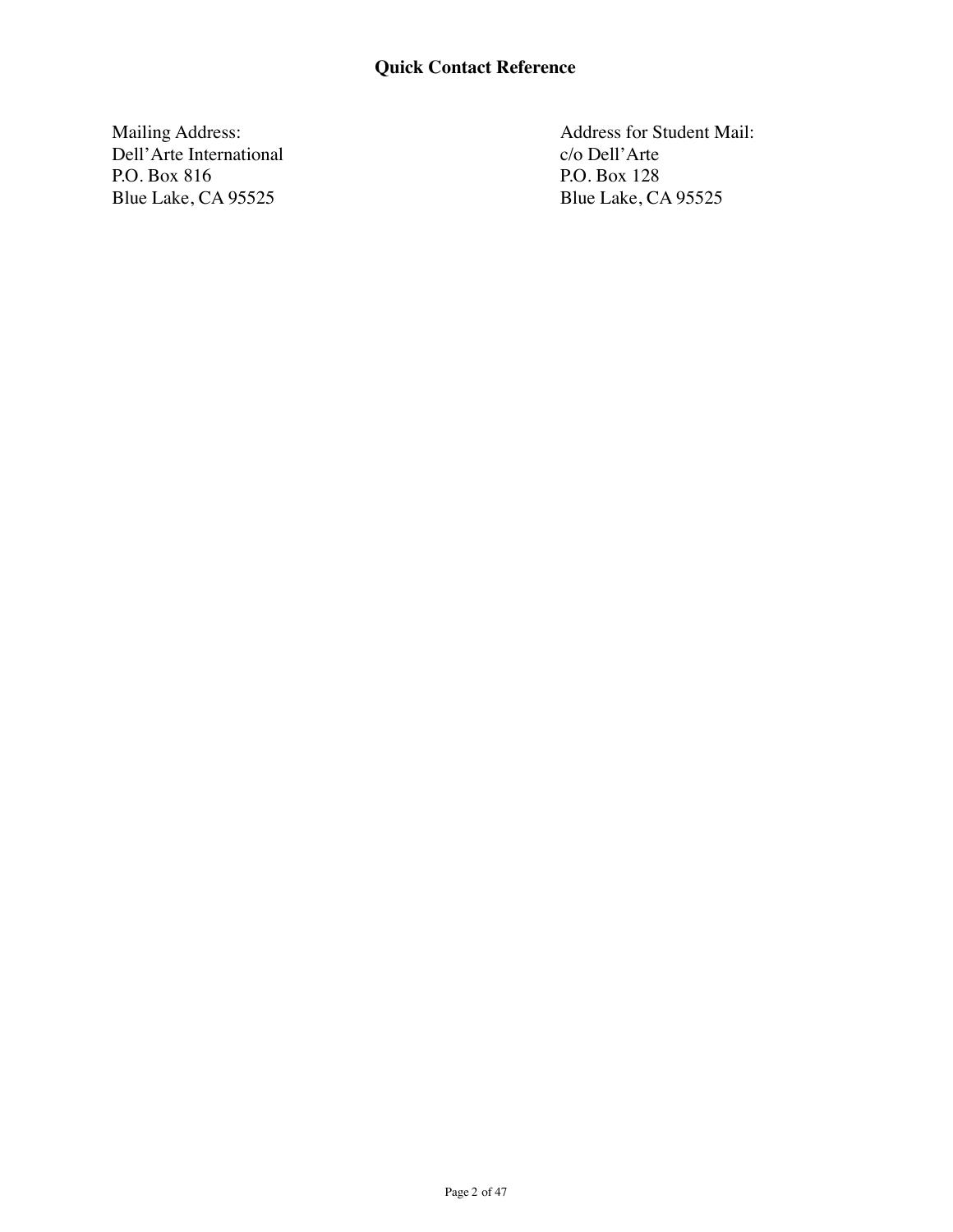## Quick Contact Reference

Mailing Address:
Dell'Arte International
P.O. Box 816
Blue Lake, CA 95525

Address for Student Mail:
c/o Dell'Arte
P.O. Box 128
Blue Lake, CA 95525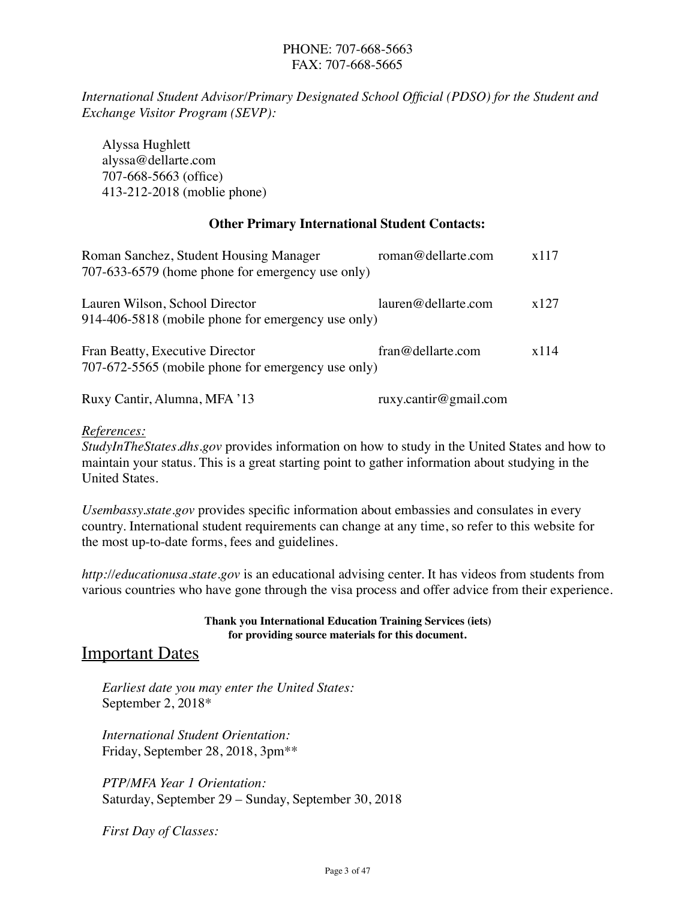PHONE: 707-668-5663
FAX: 707-668-5665

*International Student Advisor/Primary Designated School Official (PDSO) for the Student and Exchange Visitor Program (SEVP):*

Alyssa Hughlett
alyssa@dellarte.com
707-668-5663 (office)
413-212-2018 (moblie phone)

**Other Primary International Student Contacts:**

| | | |
|---|---|---|
| Roman Sanchez, Student Housing Manager<br>707-633-6579 (home phone for emergency use only) | roman@dellarte.com | x117 |
| Lauren Wilson, School Director<br>914-406-5818 (mobile phone for emergency use only) | lauren@dellarte.com | x127 |
| Fran Beatty, Executive Director<br>707-672-5565 (mobile phone for emergency use only) | fran@dellarte.com | x114 |
| Ruxy Cantir, Alumna, MFA '13 | ruxy.cantir@gmail.com | |

*References:*

*StudyInTheStates.dhs.gov* provides information on how to study in the United States and how to maintain your status. This is a great starting point to gather information about studying in the United States.

*Usembassy.state.gov* provides specific information about embassies and consulates in every country. International student requirements can change at any time, so refer to this website for the most up-to-date forms, fees and guidelines.

*http://educationusa.state.gov* is an educational advising center. It has videos from students from various countries who have gone through the visa process and offer advice from their experience.

**Thank you International Education Training Services (iets) for providing source materials for this document.**

## Important Dates

*Earliest date you may enter the United States:*
September 2, 2018*

*International Student Orientation:*
Friday, September 28, 2018, 3pm**

*PTP/MFA Year 1 Orientation:*
Saturday, September 29 – Sunday, September 30, 2018

*First Day of Classes:*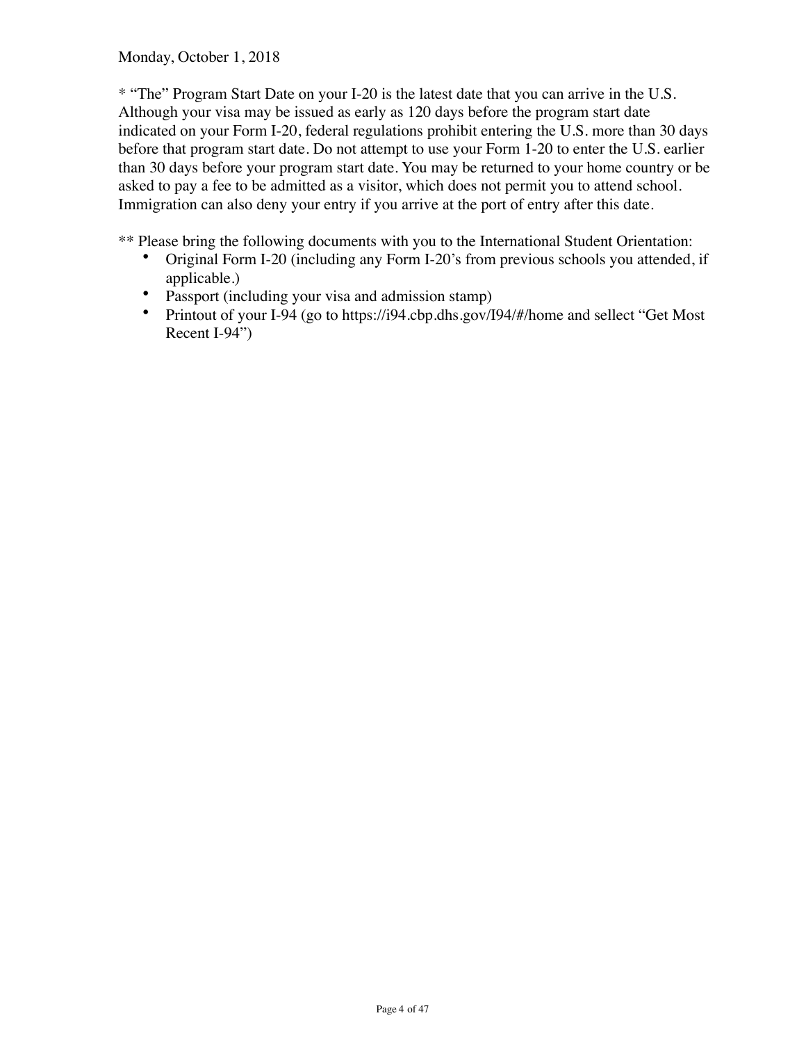Monday, October 1, 2018

* "The" Program Start Date on your I-20 is the latest date that you can arrive in the U.S. Although your visa may be issued as early as 120 days before the program start date indicated on your Form I-20, federal regulations prohibit entering the U.S. more than 30 days before that program start date. Do not attempt to use your Form 1-20 to enter the U.S. earlier than 30 days before your program start date. You may be returned to your home country or be asked to pay a fee to be admitted as a visitor, which does not permit you to attend school. Immigration can also deny your entry if you arrive at the port of entry after this date.

** Please bring the following documents with you to the International Student Orientation:

- Original Form I-20 (including any Form I-20's from previous schools you attended, if applicable.)
- Passport (including your visa and admission stamp)
- Printout of your I-94 (go to https://i94.cbp.dhs.gov/I94/#/home and sellect "Get Most Recent I-94")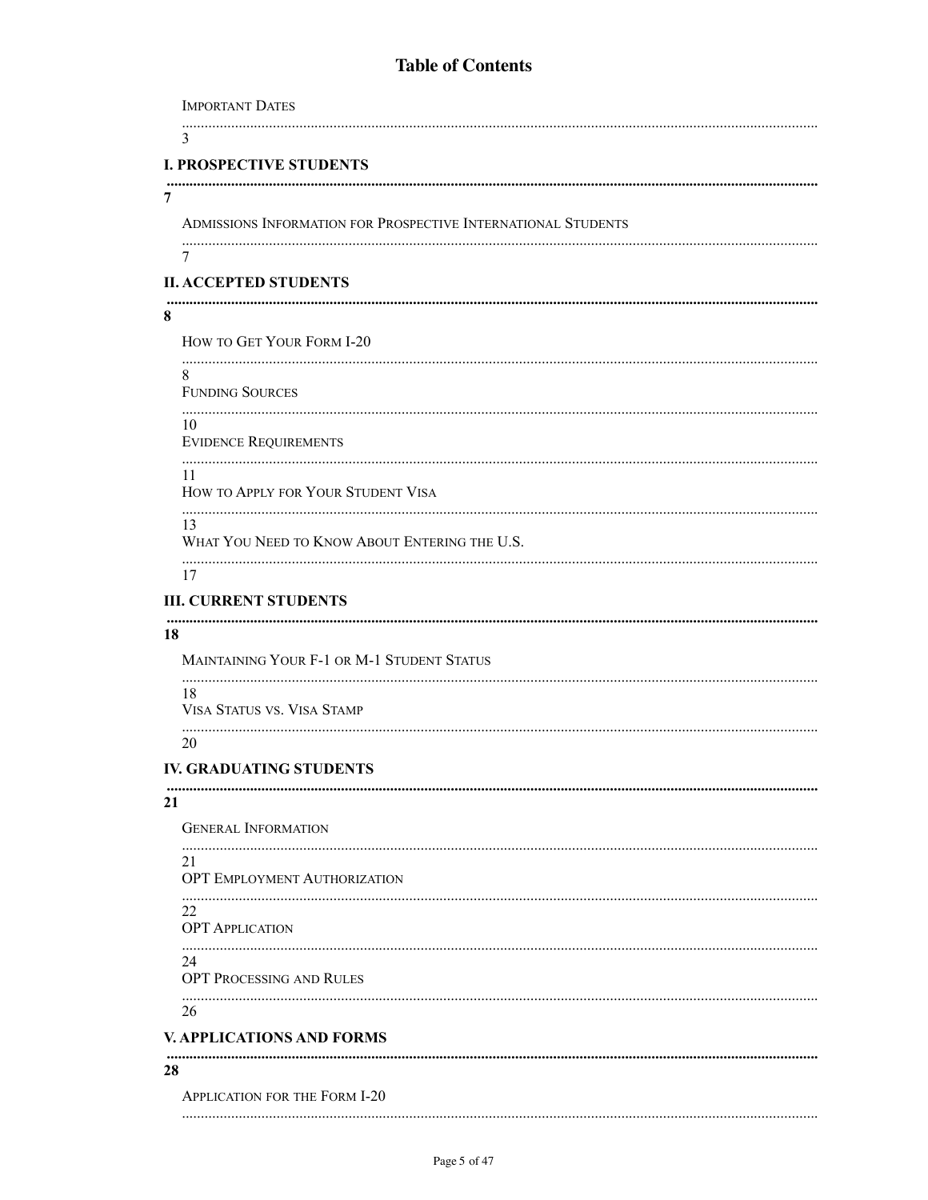# Table of Contents

Important Dates .................................................................................................................... 3

**I. Prospective Students** .................................................................................................... **7**

Admissions Information for Prospective International Students ........................................ 7

**II. Accepted Students** ....................................................................................................... **8**

How to Get Your Form I-20 ................................................................................................. 8

Funding Sources ................................................................................................................ 10

Evidence Requirements ..................................................................................................... 11

How to Apply for Your Student Visa .................................................................................. 13

What You Need to Know About Entering the U.S. ............................................................. 17

**III. Current Students** ....................................................................................................... **18**

Maintaining Your F-1 or M-1 Student Status ..................................................................... 18

Visa Status vs. Visa Stamp ................................................................................................ 20

**IV. Graduating Students** .................................................................................................. **21**

General Information ........................................................................................................... 21

OPT Employment Authorization ........................................................................................ 22

OPT Application ................................................................................................................. 24

OPT Processing and Rules ................................................................................................ 26

**V. Applications and Forms** .............................................................................................. **28**

Application for the Form I-20 ..............................................................................................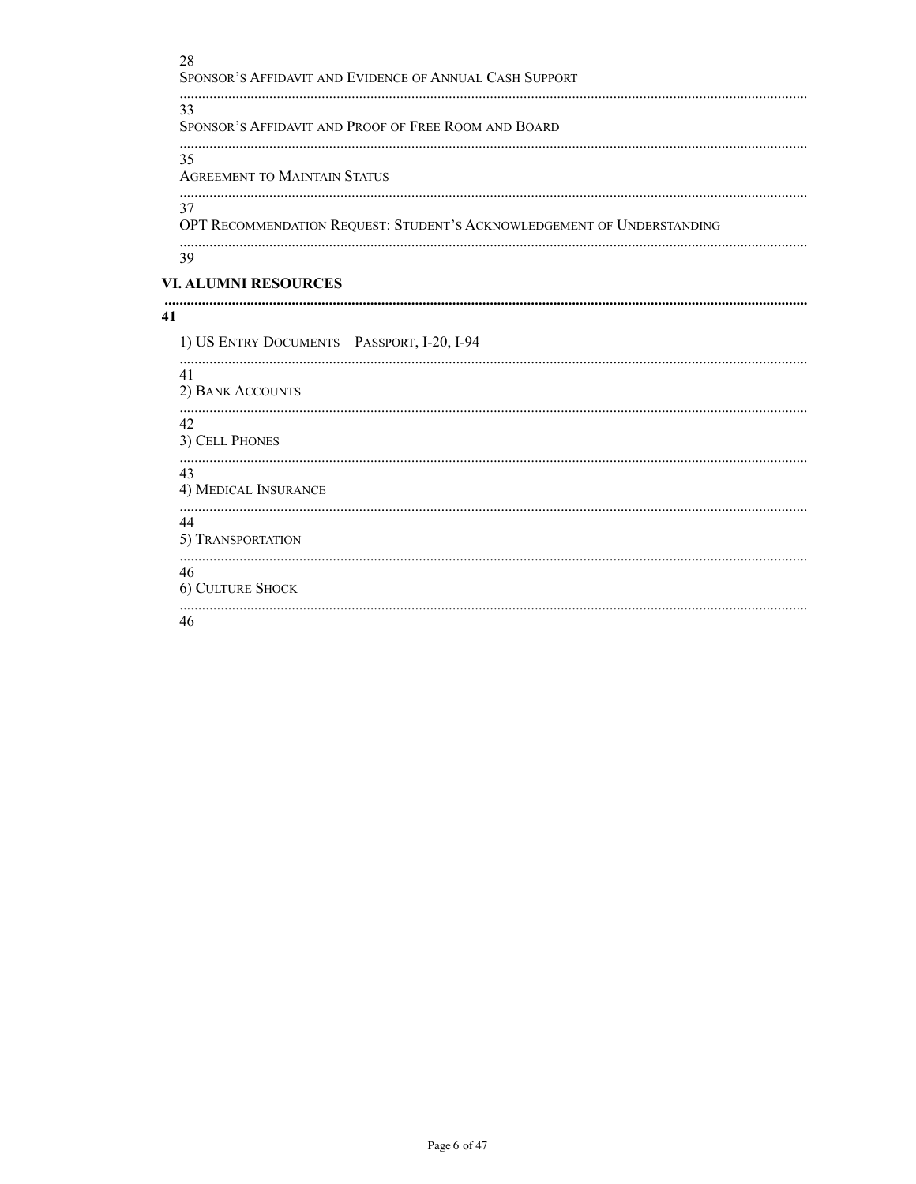28
Sponsor's Affidavit and Evidence of Annual Cash Support ........ 33

Sponsor's Affidavit and Proof of Free Room and Board ........ 35

Agreement to Maintain Status ........ 37

OPT Recommendation Request: Student's Acknowledgement of Understanding ........ 39

**VI. ALUMNI RESOURCES ........ 41**

1) US Entry Documents – Passport, I-20, I-94 ........ 41

2) Bank Accounts ........ 42

3) Cell Phones ........ 43

4) Medical Insurance ........ 44

5) Transportation ........ 46

6) Culture Shock ........ 46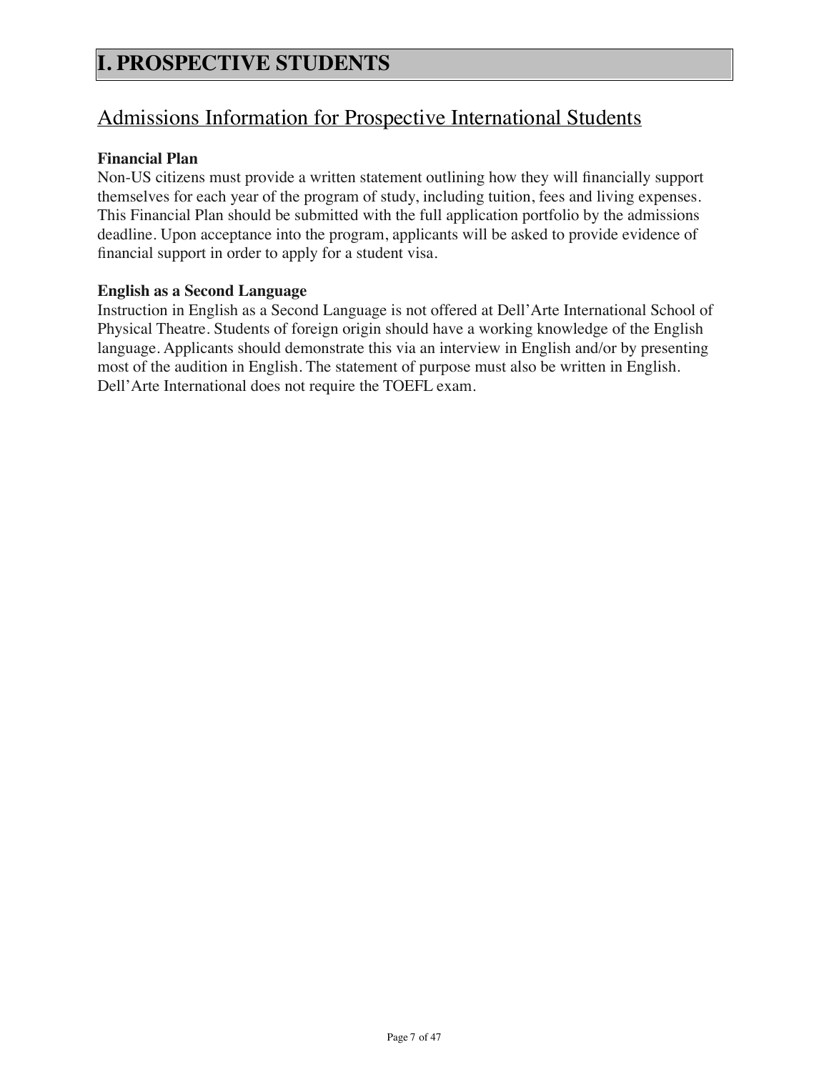# I. PROSPECTIVE STUDENTS

## Admissions Information for Prospective International Students

**Financial Plan**
Non-US citizens must provide a written statement outlining how they will financially support themselves for each year of the program of study, including tuition, fees and living expenses. This Financial Plan should be submitted with the full application portfolio by the admissions deadline. Upon acceptance into the program, applicants will be asked to provide evidence of financial support in order to apply for a student visa.

**English as a Second Language**
Instruction in English as a Second Language is not offered at Dell'Arte International School of Physical Theatre. Students of foreign origin should have a working knowledge of the English language. Applicants should demonstrate this via an interview in English and/or by presenting most of the audition in English. The statement of purpose must also be written in English. Dell'Arte International does not require the TOEFL exam.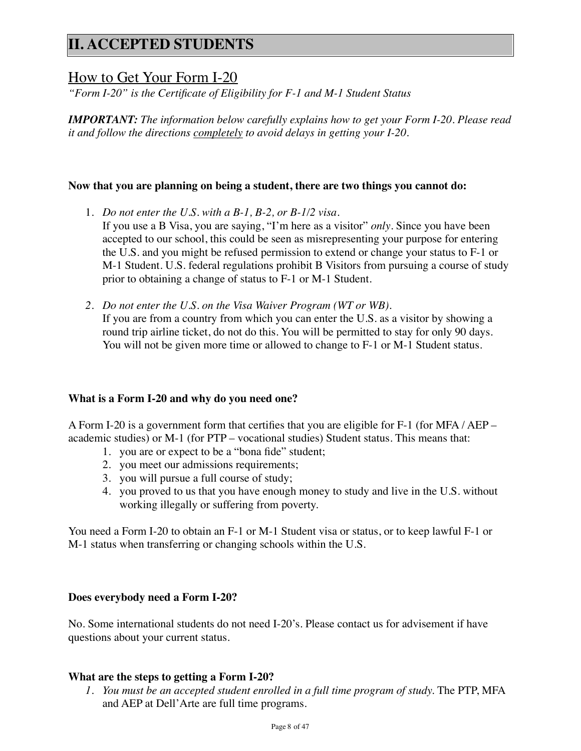# II. ACCEPTED STUDENTS

## How to Get Your Form I-20

*"Form I-20" is the Certificate of Eligibility for F-1 and M-1 Student Status*

***IMPORTANT:*** *The information below carefully explains how to get your Form I-20. Please read it and follow the directions* *<u>completely</u>* *to avoid delays in getting your I-20.*

**Now that you are planning on being a student, there are two things you cannot do:**

1. *Do not enter the U.S. with a B-1, B-2, or B-1/2 visa.*
   If you use a B Visa, you are saying, "I'm here as a visitor" *only*. Since you have been accepted to our school, this could be seen as misrepresenting your purpose for entering the U.S. and you might be refused permission to extend or change your status to F-1 or M-1 Student. U.S. federal regulations prohibit B Visitors from pursuing a course of study prior to obtaining a change of status to F-1 or M-1 Student.

2. *Do not enter the U.S. on the Visa Waiver Program (WT or WB).*
   If you are from a country from which you can enter the U.S. as a visitor by showing a round trip airline ticket, do not do this. You will be permitted to stay for only 90 days. You will not be given more time or allowed to change to F-1 or M-1 Student status.

**What is a Form I-20 and why do you need one?**

A Form I-20 is a government form that certifies that you are eligible for F-1 (for MFA / AEP – academic studies) or M-1 (for PTP – vocational studies) Student status. This means that:

1. you are or expect to be a "bona fide" student;
2. you meet our admissions requirements;
3. you will pursue a full course of study;
4. you proved to us that you have enough money to study and live in the U.S. without working illegally or suffering from poverty.

You need a Form I-20 to obtain an F-1 or M-1 Student visa or status, or to keep lawful F-1 or M-1 status when transferring or changing schools within the U.S.

**Does everybody need a Form I-20?**

No. Some international students do not need I-20's. Please contact us for advisement if have questions about your current status.

**What are the steps to getting a Form I-20?**

1. *You must be an accepted student enrolled in a full time program of study.* The PTP, MFA and AEP at Dell'Arte are full time programs.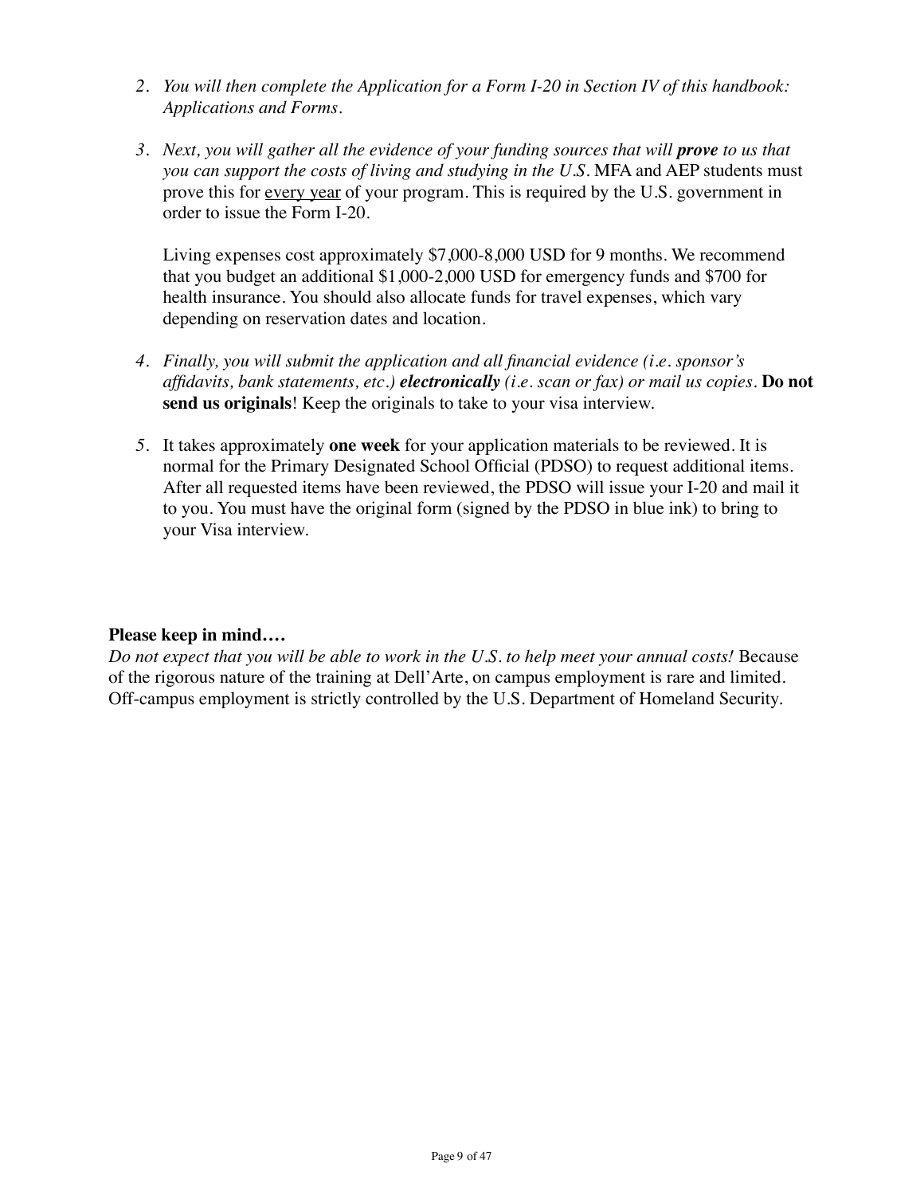2. *You will then complete the Application for a Form I-20 in Section IV of this handbook: Applications and Forms.*

3. *Next, you will gather all the evidence of your funding sources that will* ***prove*** *to us that you can support the costs of living and studying in the U.S.* MFA and AEP students must prove this for <u>every year</u> of your program. This is required by the U.S. government in order to issue the Form I-20.

   Living expenses cost approximately $7,000-8,000 USD for 9 months. We recommend that you budget an additional $1,000-2,000 USD for emergency funds and $700 for health insurance. You should also allocate funds for travel expenses, which vary depending on reservation dates and location.

4. *Finally, you will submit the application and all financial evidence (i.e. sponsor's affidavits, bank statements, etc.)* ***electronically*** *(i.e. scan or fax) or mail us copies.* **Do not send us originals**! Keep the originals to take to your visa interview.

5. It takes approximately **one week** for your application materials to be reviewed. It is normal for the Primary Designated School Official (PDSO) to request additional items. After all requested items have been reviewed, the PDSO will issue your I-20 and mail it to you. You must have the original form (signed by the PDSO in blue ink) to bring to your Visa interview.

**Please keep in mind….**

*Do not expect that you will be able to work in the U.S. to help meet your annual costs!* Because of the rigorous nature of the training at Dell'Arte, on campus employment is rare and limited. Off-campus employment is strictly controlled by the U.S. Department of Homeland Security.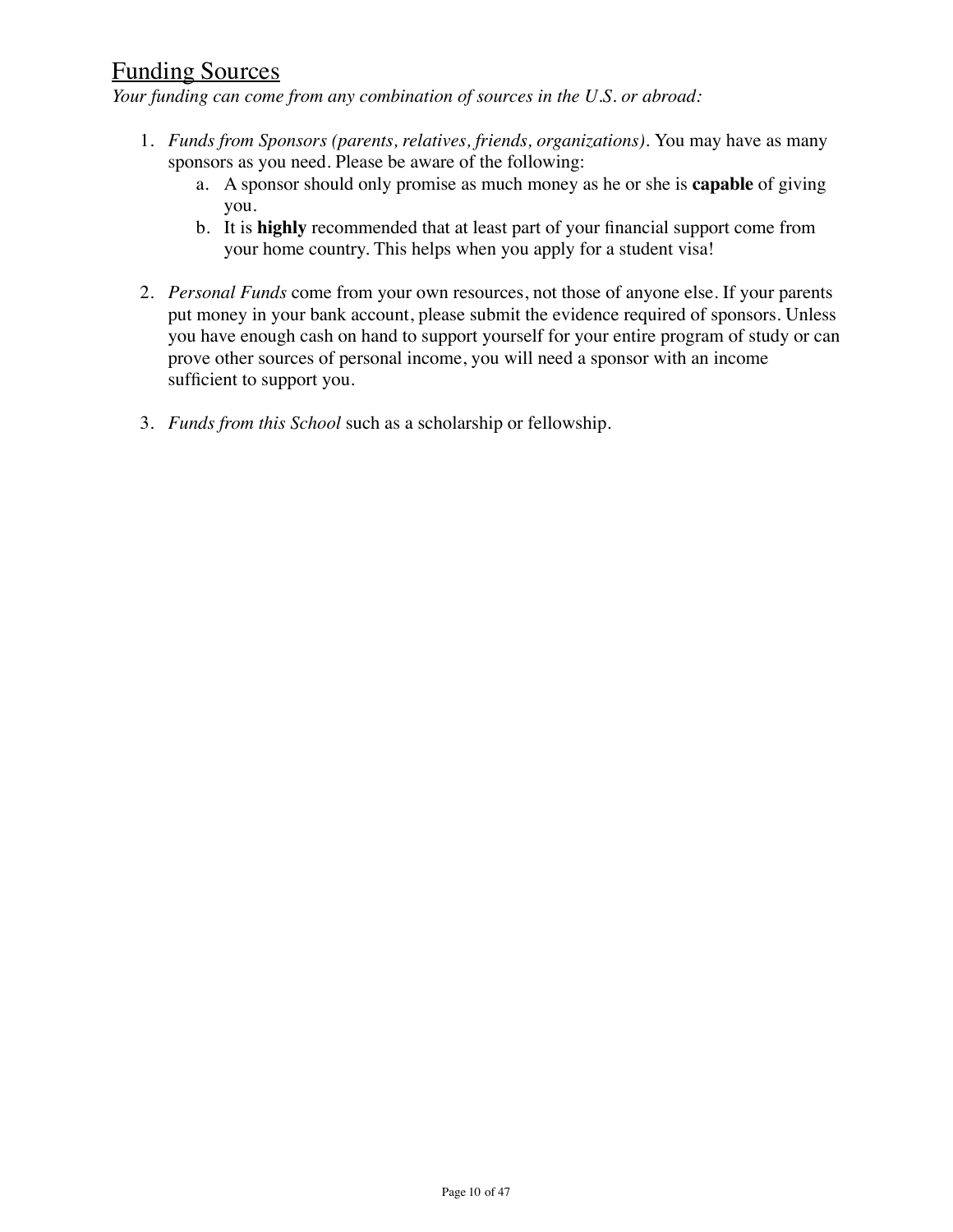## Funding Sources

*Your funding can come from any combination of sources in the U.S. or abroad:*

1. *Funds from Sponsors (parents, relatives, friends, organizations)*. You may have as many sponsors as you need. Please be aware of the following:
   a. A sponsor should only promise as much money as he or she is **capable** of giving you.
   b. It is **highly** recommended that at least part of your financial support come from your home country. This helps when you apply for a student visa!

2. *Personal Funds* come from your own resources, not those of anyone else. If your parents put money in your bank account, please submit the evidence required of sponsors. Unless you have enough cash on hand to support yourself for your entire program of study or can prove other sources of personal income, you will need a sponsor with an income sufficient to support you.

3. *Funds from this School* such as a scholarship or fellowship.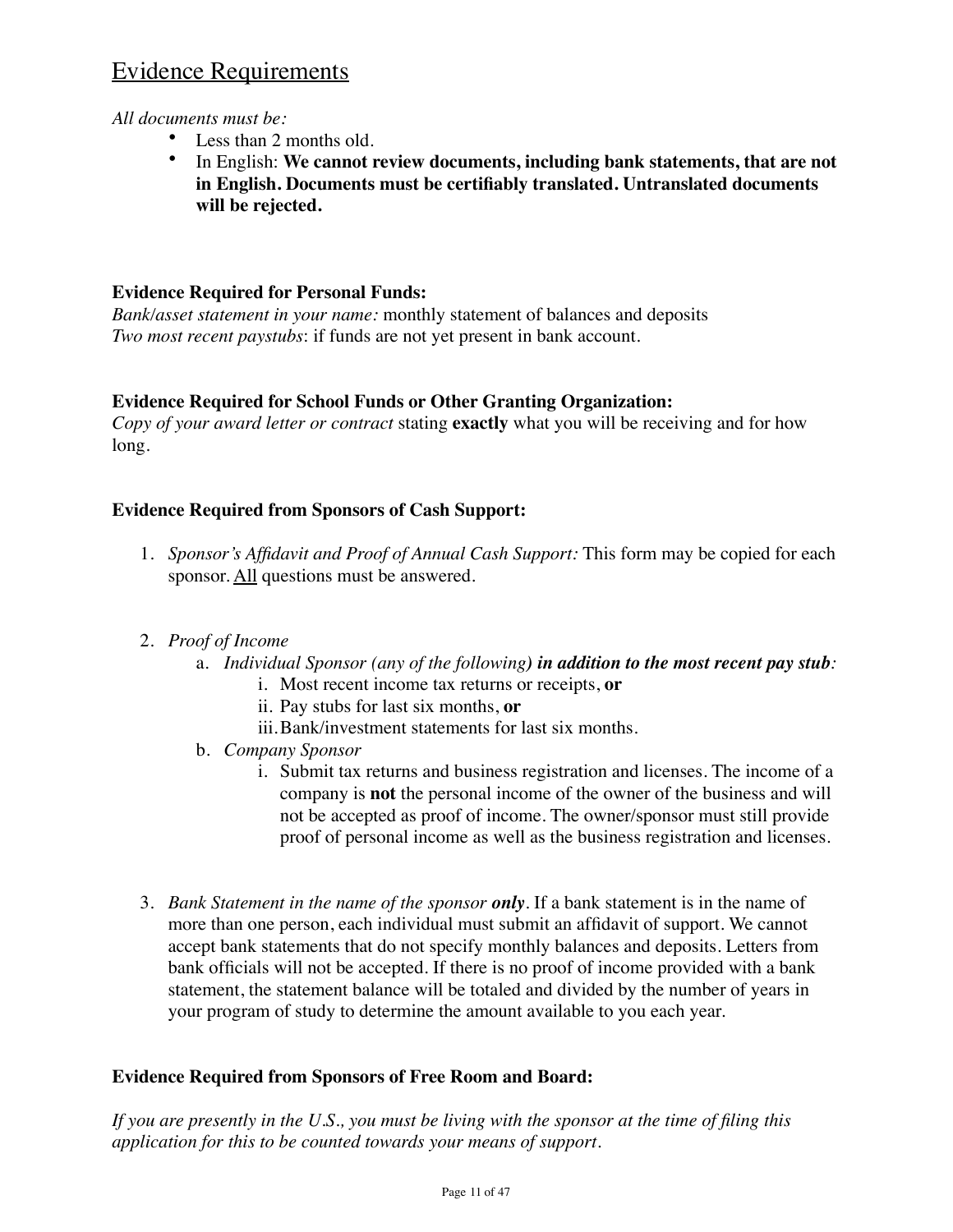## Evidence Requirements

*All documents must be:*

- Less than 2 months old.
- In English: **We cannot review documents, including bank statements, that are not in English. Documents must be certifiably translated. Untranslated documents will be rejected.**

**Evidence Required for Personal Funds:**

*Bank/asset statement in your name:* monthly statement of balances and deposits
*Two most recent paystubs*: if funds are not yet present in bank account.

**Evidence Required for School Funds or Other Granting Organization:**

*Copy of your award letter or contract* stating **exactly** what you will be receiving and for how long.

**Evidence Required from Sponsors of Cash Support:**

1. *Sponsor's Affidavit and Proof of Annual Cash Support:* This form may be copied for each sponsor. <u>All</u> questions must be answered.

2. *Proof of Income*
   a. *Individual Sponsor (any of the following)* ***in addition to the most recent pay stub****:*
      i. Most recent income tax returns or receipts, **or**
      ii. Pay stubs for last six months, **or**
      iii. Bank/investment statements for last six months.
   b. *Company Sponsor*
      i. Submit tax returns and business registration and licenses. The income of a company is **not** the personal income of the owner of the business and will not be accepted as proof of income. The owner/sponsor must still provide proof of personal income as well as the business registration and licenses.

3. *Bank Statement in the name of the sponsor* ***only***. If a bank statement is in the name of more than one person, each individual must submit an affidavit of support. We cannot accept bank statements that do not specify monthly balances and deposits. Letters from bank officials will not be accepted. If there is no proof of income provided with a bank statement, the statement balance will be totaled and divided by the number of years in your program of study to determine the amount available to you each year.

**Evidence Required from Sponsors of Free Room and Board:**

*If you are presently in the U.S., you must be living with the sponsor at the time of filing this application for this to be counted towards your means of support.*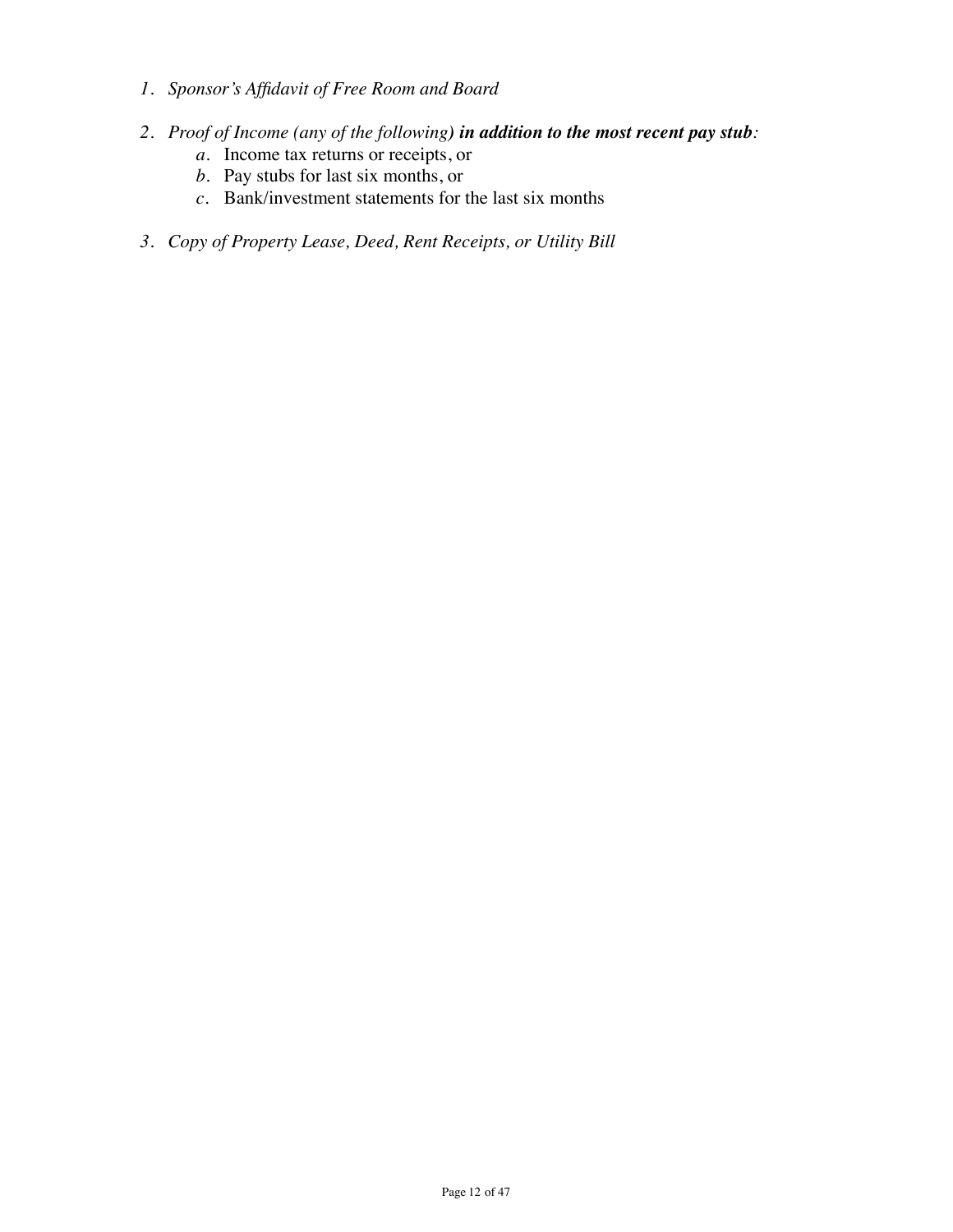1. *Sponsor's Affidavit of Free Room and Board*

2. *Proof of Income (any of the following)* ***in addition to the most recent pay stub****:*
    a. Income tax returns or receipts, or
    b. Pay stubs for last six months, or
    c. Bank/investment statements for the last six months

3. *Copy of Property Lease, Deed, Rent Receipts, or Utility Bill*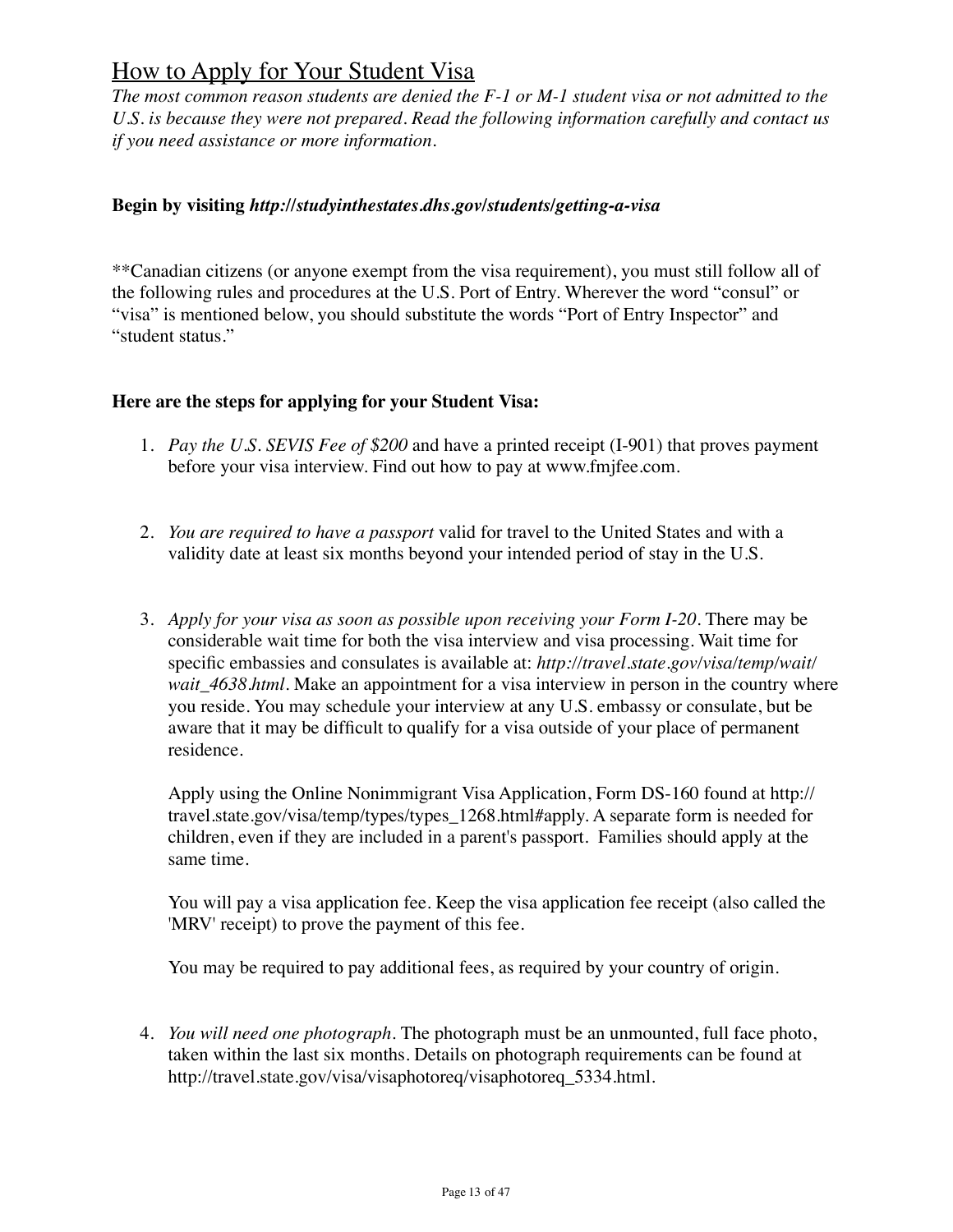## How to Apply for Your Student Visa

*The most common reason students are denied the F-1 or M-1 student visa or not admitted to the U.S. is because they were not prepared. Read the following information carefully and contact us if you need assistance or more information.*

**Begin by visiting *http://studyinthestates.dhs.gov/students/getting-a-visa***

**Canadian citizens (or anyone exempt from the visa requirement), you must still follow all of the following rules and procedures at the U.S. Port of Entry. Wherever the word "consul" or "visa" is mentioned below, you should substitute the words "Port of Entry Inspector" and "student status."

**Here are the steps for applying for your Student Visa:**

1. *Pay the U.S. SEVIS Fee of $200* and have a printed receipt (I-901) that proves payment before your visa interview. Find out how to pay at www.fmjfee.com.

2. *You are required to have a passport* valid for travel to the United States and with a validity date at least six months beyond your intended period of stay in the U.S.

3. *Apply for your visa as soon as possible upon receiving your Form I-20.* There may be considerable wait time for both the visa interview and visa processing. Wait time for specific embassies and consulates is available at: *http://travel.state.gov/visa/temp/wait/wait_4638.html*. Make an appointment for a visa interview in person in the country where you reside. You may schedule your interview at any U.S. embassy or consulate, but be aware that it may be difficult to qualify for a visa outside of your place of permanent residence.

   Apply using the Online Nonimmigrant Visa Application, Form DS-160 found at http://travel.state.gov/visa/temp/types/types_1268.html#apply. A separate form is needed for children, even if they are included in a parent's passport. Families should apply at the same time.

   You will pay a visa application fee. Keep the visa application fee receipt (also called the 'MRV' receipt) to prove the payment of this fee.

   You may be required to pay additional fees, as required by your country of origin.

4. *You will need one photograph.* The photograph must be an unmounted, full face photo, taken within the last six months. Details on photograph requirements can be found at http://travel.state.gov/visa/visaphotoreq/visaphotoreq_5334.html.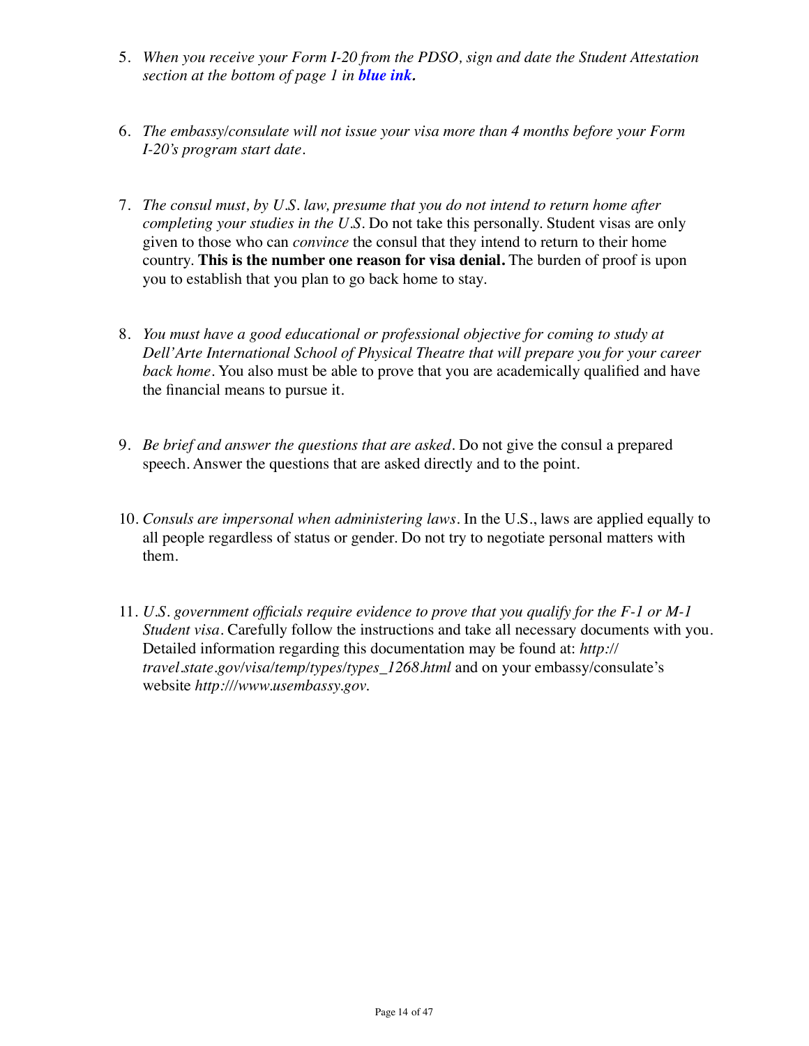5. *When you receive your Form I-20 from the PDSO, sign and date the Student Attestation section at the bottom of page 1 in* ***blue ink.***

6. *The embassy/consulate will not issue your visa more than 4 months before your Form I-20's program start date.*

7. *The consul must, by U.S. law, presume that you do not intend to return home after completing your studies in the U.S.* Do not take this personally. Student visas are only given to those who can *convince* the consul that they intend to return to their home country. **This is the number one reason for visa denial.** The burden of proof is upon you to establish that you plan to go back home to stay.

8. *You must have a good educational or professional objective for coming to study at Dell'Arte International School of Physical Theatre that will prepare you for your career back home.* You also must be able to prove that you are academically qualified and have the financial means to pursue it.

9. *Be brief and answer the questions that are asked.* Do not give the consul a prepared speech. Answer the questions that are asked directly and to the point.

10. *Consuls are impersonal when administering laws.* In the U.S., laws are applied equally to all people regardless of status or gender. Do not try to negotiate personal matters with them.

11. *U.S. government officials require evidence to prove that you qualify for the F-1 or M-1 Student visa.* Carefully follow the instructions and take all necessary documents with you. Detailed information regarding this documentation may be found at: *http://travel.state.gov/visa/temp/types/types_1268.html* and on your embassy/consulate's website *http:///www.usembassy.gov.*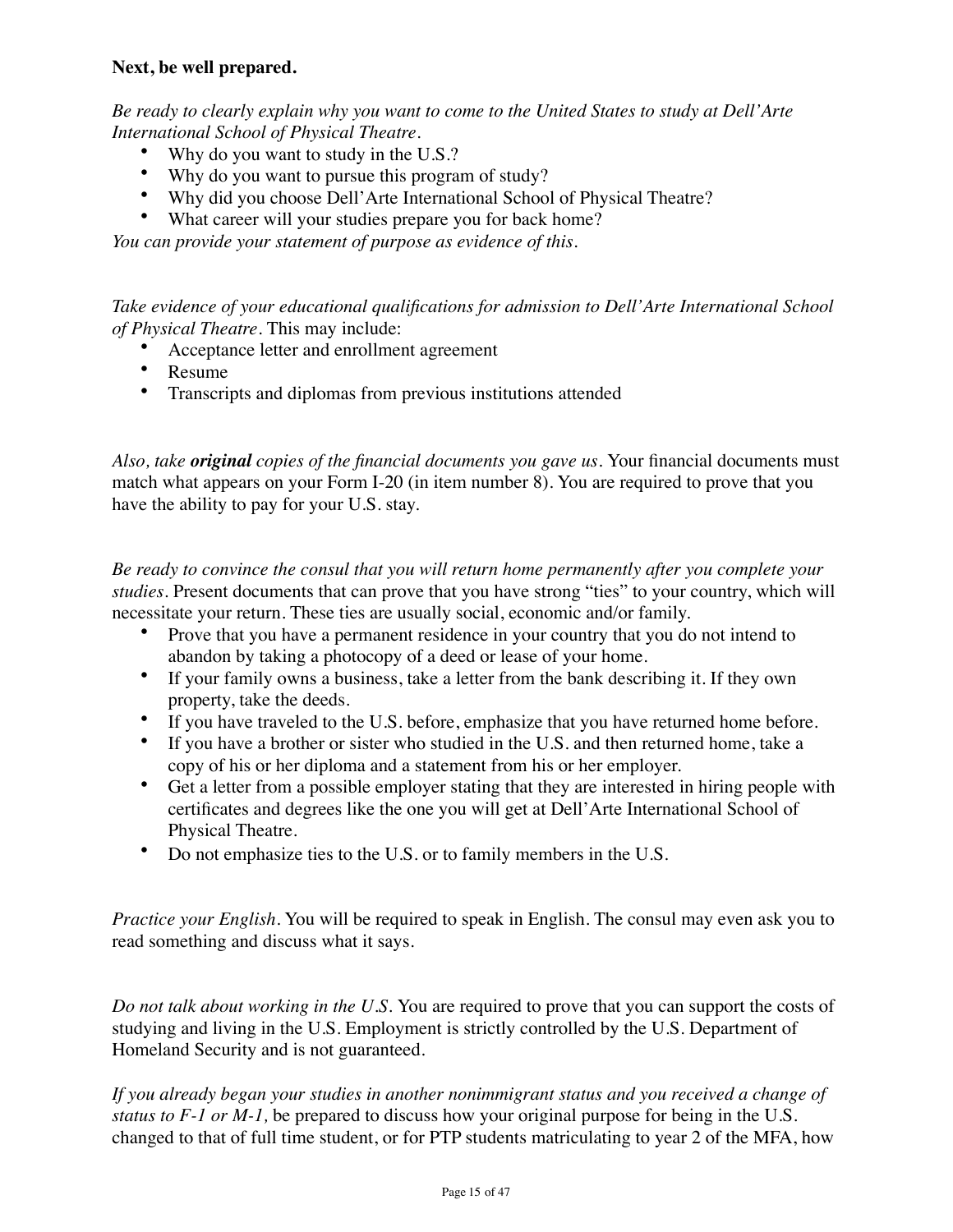**Next, be well prepared.**

*Be ready to clearly explain why you want to come to the United States to study at Dell'Arte International School of Physical Theatre.*

- Why do you want to study in the U.S.?
- Why do you want to pursue this program of study?
- Why did you choose Dell'Arte International School of Physical Theatre?
- What career will your studies prepare you for back home?

*You can provide your statement of purpose as evidence of this.*

*Take evidence of your educational qualifications for admission to Dell'Arte International School of Physical Theatre.* This may include:

- Acceptance letter and enrollment agreement
- Resume
- Transcripts and diplomas from previous institutions attended

*Also, take **original** copies of the financial documents you gave us.* Your financial documents must match what appears on your Form I-20 (in item number 8). You are required to prove that you have the ability to pay for your U.S. stay.

*Be ready to convince the consul that you will return home permanently after you complete your studies.* Present documents that can prove that you have strong "ties" to your country, which will necessitate your return. These ties are usually social, economic and/or family.

- Prove that you have a permanent residence in your country that you do not intend to abandon by taking a photocopy of a deed or lease of your home.
- If your family owns a business, take a letter from the bank describing it. If they own property, take the deeds.
- If you have traveled to the U.S. before, emphasize that you have returned home before.
- If you have a brother or sister who studied in the U.S. and then returned home, take a copy of his or her diploma and a statement from his or her employer.
- Get a letter from a possible employer stating that they are interested in hiring people with certificates and degrees like the one you will get at Dell'Arte International School of Physical Theatre.
- Do not emphasize ties to the U.S. or to family members in the U.S.

*Practice your English.* You will be required to speak in English. The consul may even ask you to read something and discuss what it says.

*Do not talk about working in the U.S.* You are required to prove that you can support the costs of studying and living in the U.S. Employment is strictly controlled by the U.S. Department of Homeland Security and is not guaranteed.

*If you already began your studies in another nonimmigrant status and you received a change of status to F-1 or M-1,* be prepared to discuss how your original purpose for being in the U.S. changed to that of full time student, or for PTP students matriculating to year 2 of the MFA, how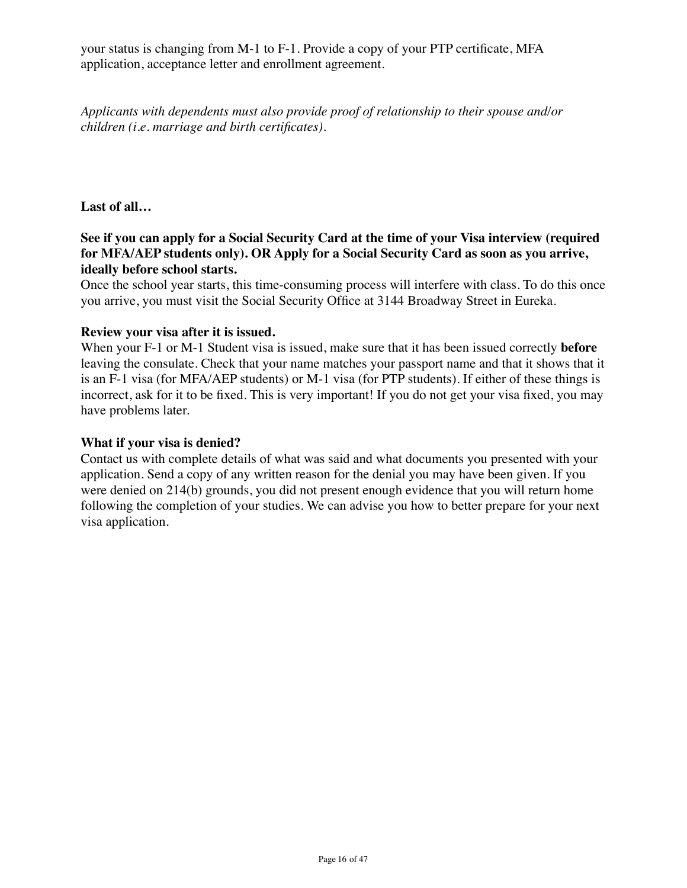your status is changing from M-1 to F-1. Provide a copy of your PTP certificate, MFA application, acceptance letter and enrollment agreement.

*Applicants with dependents must also provide proof of relationship to their spouse and/or children (i.e. marriage and birth certificates).*

**Last of all…**

**See if you can apply for a Social Security Card at the time of your Visa interview (required for MFA/AEP students only). OR Apply for a Social Security Card as soon as you arrive, ideally before school starts.**

Once the school year starts, this time-consuming process will interfere with class. To do this once you arrive, you must visit the Social Security Office at 3144 Broadway Street in Eureka.

**Review your visa after it is issued.**

When your F-1 or M-1 Student visa is issued, make sure that it has been issued correctly **before** leaving the consulate. Check that your name matches your passport name and that it shows that it is an F-1 visa (for MFA/AEP students) or M-1 visa (for PTP students). If either of these things is incorrect, ask for it to be fixed. This is very important! If you do not get your visa fixed, you may have problems later.

**What if your visa is denied?**

Contact us with complete details of what was said and what documents you presented with your application. Send a copy of any written reason for the denial you may have been given. If you were denied on 214(b) grounds, you did not present enough evidence that you will return home following the completion of your studies. We can advise you how to better prepare for your next visa application.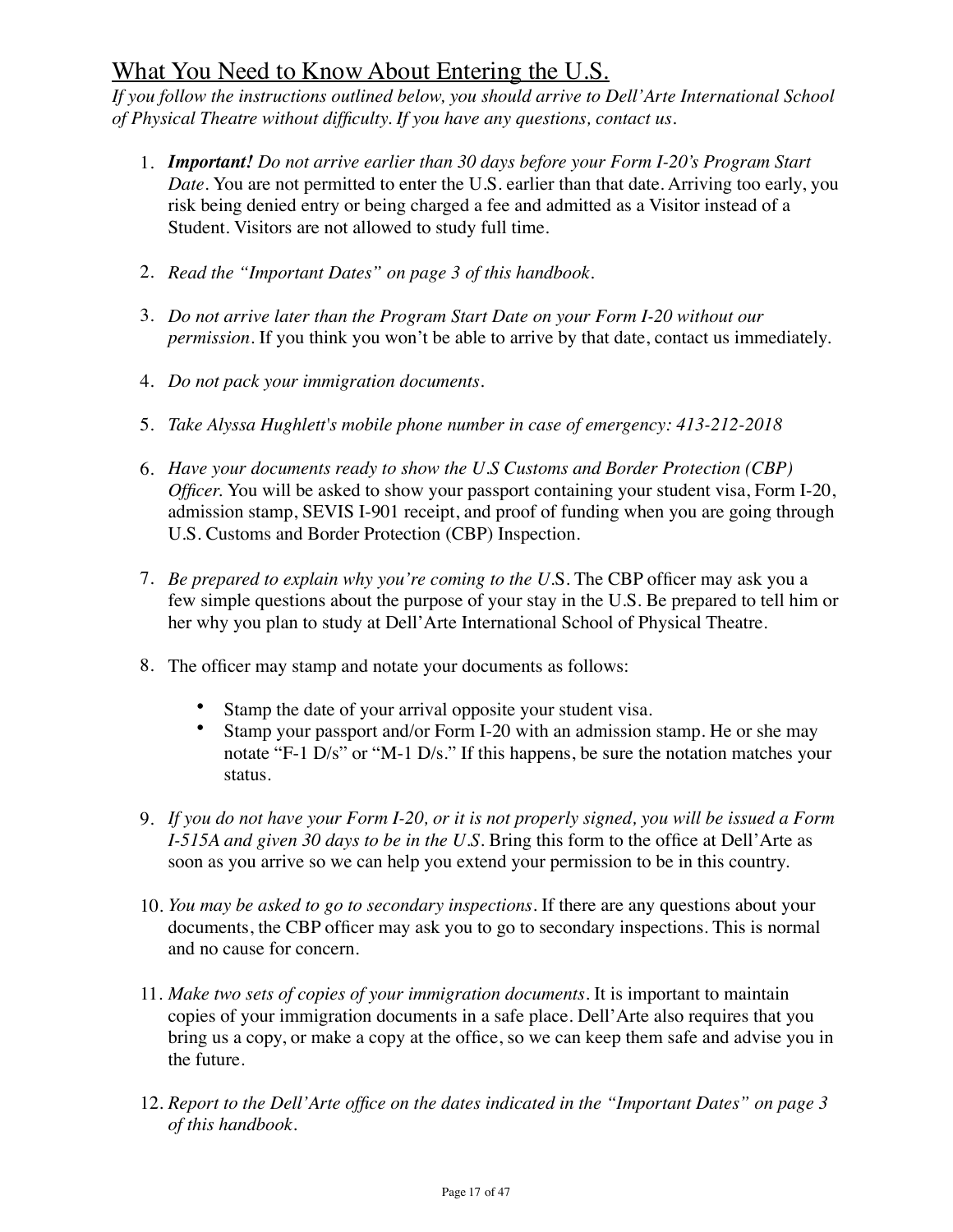## What You Need to Know About Entering the U.S.

*If you follow the instructions outlined below, you should arrive to Dell'Arte International School of Physical Theatre without difficulty. If you have any questions, contact us.*

1. ***Important!*** *Do not arrive earlier than 30 days before your Form I-20's Program Start Date*. You are not permitted to enter the U.S. earlier than that date. Arriving too early, you risk being denied entry or being charged a fee and admitted as a Visitor instead of a Student. Visitors are not allowed to study full time.

2. *Read the "Important Dates" on page 3 of this handbook.*

3. *Do not arrive later than the Program Start Date on your Form I-20 without our permission*. If you think you won't be able to arrive by that date, contact us immediately.

4. *Do not pack your immigration documents.*

5. *Take Alyssa Hughlett's mobile phone number in case of emergency: 413-212-2018*

6. *Have your documents ready to show the U.S Customs and Border Protection (CBP) Officer.* You will be asked to show your passport containing your student visa, Form I-20, admission stamp, SEVIS I-901 receipt, and proof of funding when you are going through U.S. Customs and Border Protection (CBP) Inspection.

7. *Be prepared to explain why you're coming to the U.*S. The CBP officer may ask you a few simple questions about the purpose of your stay in the U.S. Be prepared to tell him or her why you plan to study at Dell'Arte International School of Physical Theatre.

8. The officer may stamp and notate your documents as follows:

    - Stamp the date of your arrival opposite your student visa.
    - Stamp your passport and/or Form I-20 with an admission stamp. He or she may notate "F-1 D/s" or "M-1 D/s." If this happens, be sure the notation matches your status.

9. *If you do not have your Form I-20, or it is not properly signed, you will be issued a Form I-515A and given 30 days to be in the U.S.* Bring this form to the office at Dell'Arte as soon as you arrive so we can help you extend your permission to be in this country.

10. *You may be asked to go to secondary inspections*. If there are any questions about your documents, the CBP officer may ask you to go to secondary inspections. This is normal and no cause for concern.

11. *Make two sets of copies of your immigration documents*. It is important to maintain copies of your immigration documents in a safe place. Dell'Arte also requires that you bring us a copy, or make a copy at the office, so we can keep them safe and advise you in the future.

12. *Report to the Dell'Arte office on the dates indicated in the "Important Dates" on page 3 of this handbook.*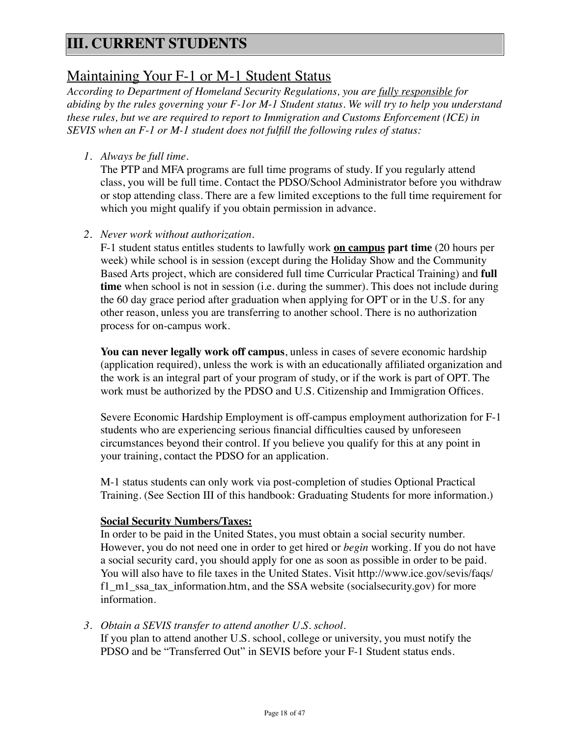# III. CURRENT STUDENTS

## Maintaining Your F-1 or M-1 Student Status

*According to Department of Homeland Security Regulations, you are fully responsible for abiding by the rules governing your F-1or M-1 Student status. We will try to help you understand these rules, but we are required to report to Immigration and Customs Enforcement (ICE) in SEVIS when an F-1 or M-1 student does not fulfill the following rules of status:*

1. *Always be full time.*

   The PTP and MFA programs are full time programs of study. If you regularly attend class, you will be full time. Contact the PDSO/School Administrator before you withdraw or stop attending class. There are a few limited exceptions to the full time requirement for which you might qualify if you obtain permission in advance.

2. *Never work without authorization.*

   F-1 student status entitles students to lawfully work **on campus** **part time** (20 hours per week) while school is in session (except during the Holiday Show and the Community Based Arts project, which are considered full time Curricular Practical Training) and **full time** when school is not in session (i.e. during the summer). This does not include during the 60 day grace period after graduation when applying for OPT or in the U.S. for any other reason, unless you are transferring to another school. There is no authorization process for on-campus work.

   **You can never legally work off campus**, unless in cases of severe economic hardship (application required), unless the work is with an educationally affiliated organization and the work is an integral part of your program of study, or if the work is part of OPT. The work must be authorized by the PDSO and U.S. Citizenship and Immigration Offices.

   Severe Economic Hardship Employment is off-campus employment authorization for F-1 students who are experiencing serious financial difficulties caused by unforeseen circumstances beyond their control. If you believe you qualify for this at any point in your training, contact the PDSO for an application.

   M-1 status students can only work via post-completion of studies Optional Practical Training. (See Section III of this handbook: Graduating Students for more information.)

   **Social Security Numbers/Taxes:**

   In order to be paid in the United States, you must obtain a social security number. However, you do not need one in order to get hired or *begin* working. If you do not have a social security card, you should apply for one as soon as possible in order to be paid. You will also have to file taxes in the United States. Visit http://www.ice.gov/sevis/faqs/f1_m1_ssa_tax_information.htm, and the SSA website (socialsecurity.gov) for more information.

3. *Obtain a SEVIS transfer to attend another U.S. school.*

   If you plan to attend another U.S. school, college or university, you must notify the PDSO and be "Transferred Out" in SEVIS before your F-1 Student status ends.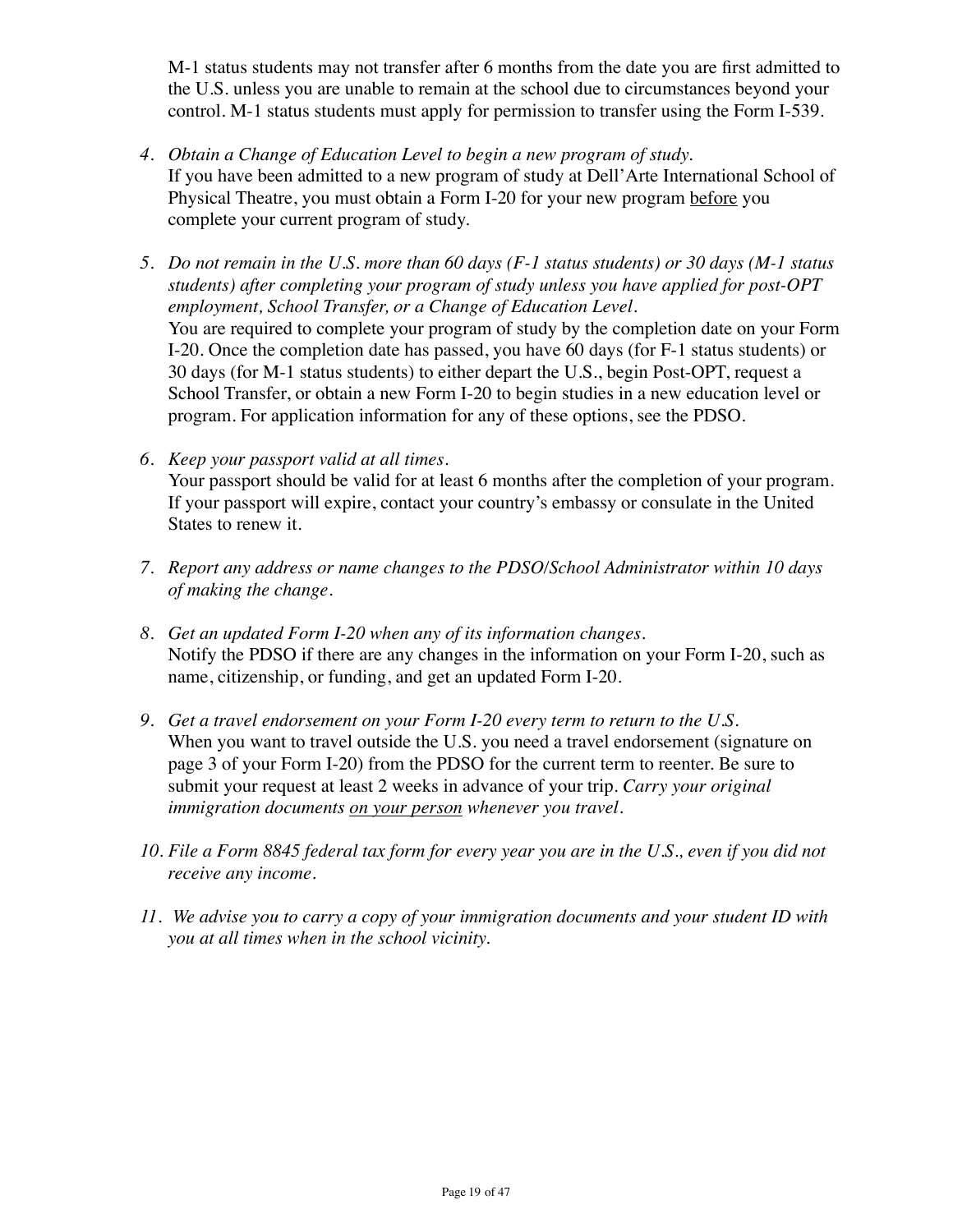M-1 status students may not transfer after 6 months from the date you are first admitted to the U.S. unless you are unable to remain at the school due to circumstances beyond your control. M-1 status students must apply for permission to transfer using the Form I-539.

4. *Obtain a Change of Education Level to begin a new program of study.*
   If you have been admitted to a new program of study at Dell'Arte International School of Physical Theatre, you must obtain a Form I-20 for your new program <u>before</u> you complete your current program of study.

5. *Do not remain in the U.S. more than 60 days (F-1 status students) or 30 days (M-1 status students) after completing your program of study unless you have applied for post-OPT employment, School Transfer, or a Change of Education Level.*
   You are required to complete your program of study by the completion date on your Form I-20. Once the completion date has passed, you have 60 days (for F-1 status students) or 30 days (for M-1 status students) to either depart the U.S., begin Post-OPT, request a School Transfer, or obtain a new Form I-20 to begin studies in a new education level or program. For application information for any of these options, see the PDSO.

6. *Keep your passport valid at all times.*
   Your passport should be valid for at least 6 months after the completion of your program. If your passport will expire, contact your country's embassy or consulate in the United States to renew it.

7. *Report any address or name changes to the PDSO/School Administrator within 10 days of making the change.*

8. *Get an updated Form I-20 when any of its information changes.*
   Notify the PDSO if there are any changes in the information on your Form I-20, such as name, citizenship, or funding, and get an updated Form I-20.

9. *Get a travel endorsement on your Form I-20 every term to return to the U.S.*
   When you want to travel outside the U.S. you need a travel endorsement (signature on page 3 of your Form I-20) from the PDSO for the current term to reenter. Be sure to submit your request at least 2 weeks in advance of your trip. *Carry your original immigration documents <u>on your person</u> whenever you travel.*

10. *File a Form 8845 federal tax form for every year you are in the U.S., even if you did not receive any income.*

11. *We advise you to carry a copy of your immigration documents and your student ID with you at all times when in the school vicinity.*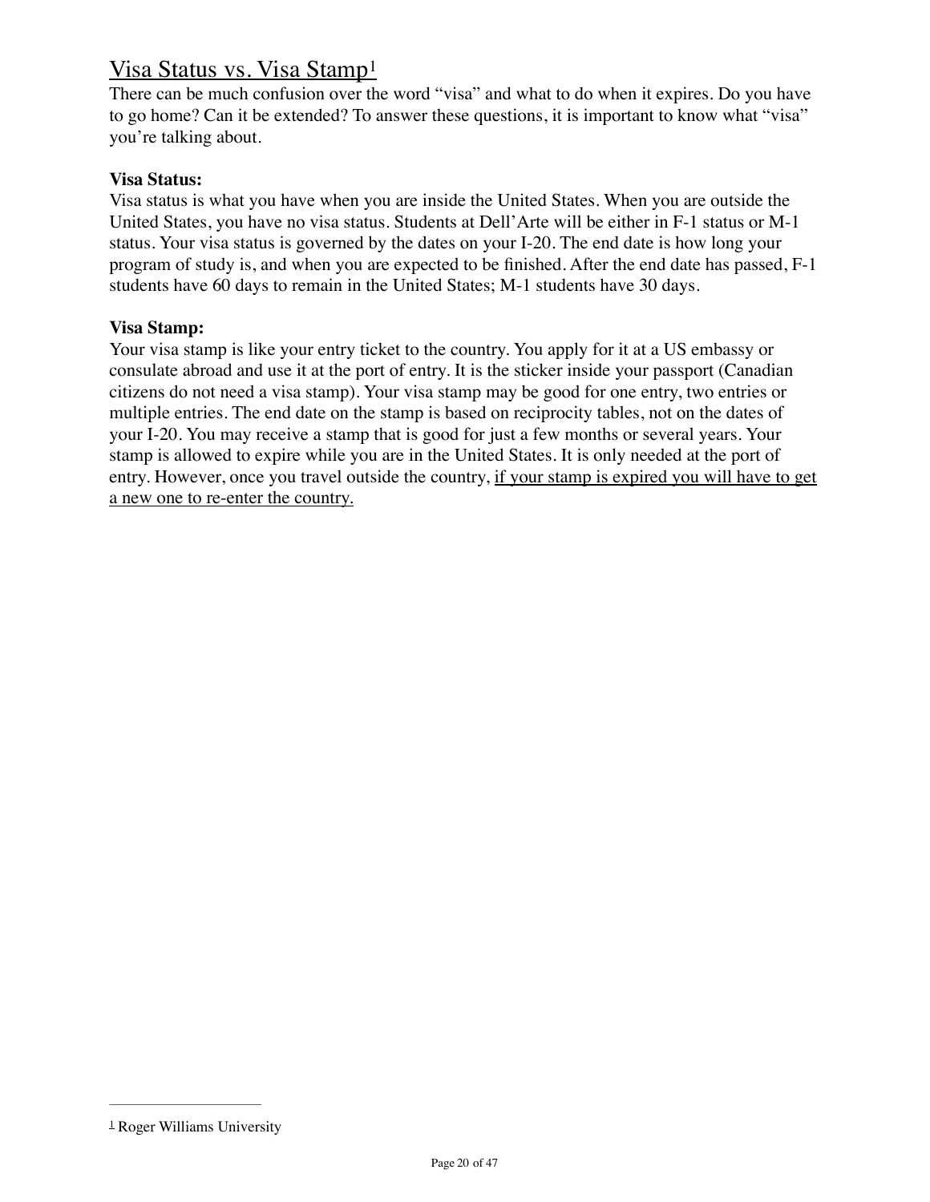## Visa Status vs. Visa Stamp[1]

There can be much confusion over the word "visa" and what to do when it expires. Do you have to go home? Can it be extended? To answer these questions, it is important to know what "visa" you're talking about.

**Visa Status:**

Visa status is what you have when you are inside the United States. When you are outside the United States, you have no visa status. Students at Dell'Arte will be either in F-1 status or M-1 status. Your visa status is governed by the dates on your I-20. The end date is how long your program of study is, and when you are expected to be finished. After the end date has passed, F-1 students have 60 days to remain in the United States; M-1 students have 30 days.

**Visa Stamp:**

Your visa stamp is like your entry ticket to the country. You apply for it at a US embassy or consulate abroad and use it at the port of entry. It is the sticker inside your passport (Canadian citizens do not need a visa stamp). Your visa stamp may be good for one entry, two entries or multiple entries. The end date on the stamp is based on reciprocity tables, not on the dates of your I-20. You may receive a stamp that is good for just a few months or several years. Your stamp is allowed to expire while you are in the United States. It is only needed at the port of entry. However, once you travel outside the country, <u>if your stamp is expired you will have to get a new one to re-enter the country.</u>

---

[1] Roger Williams University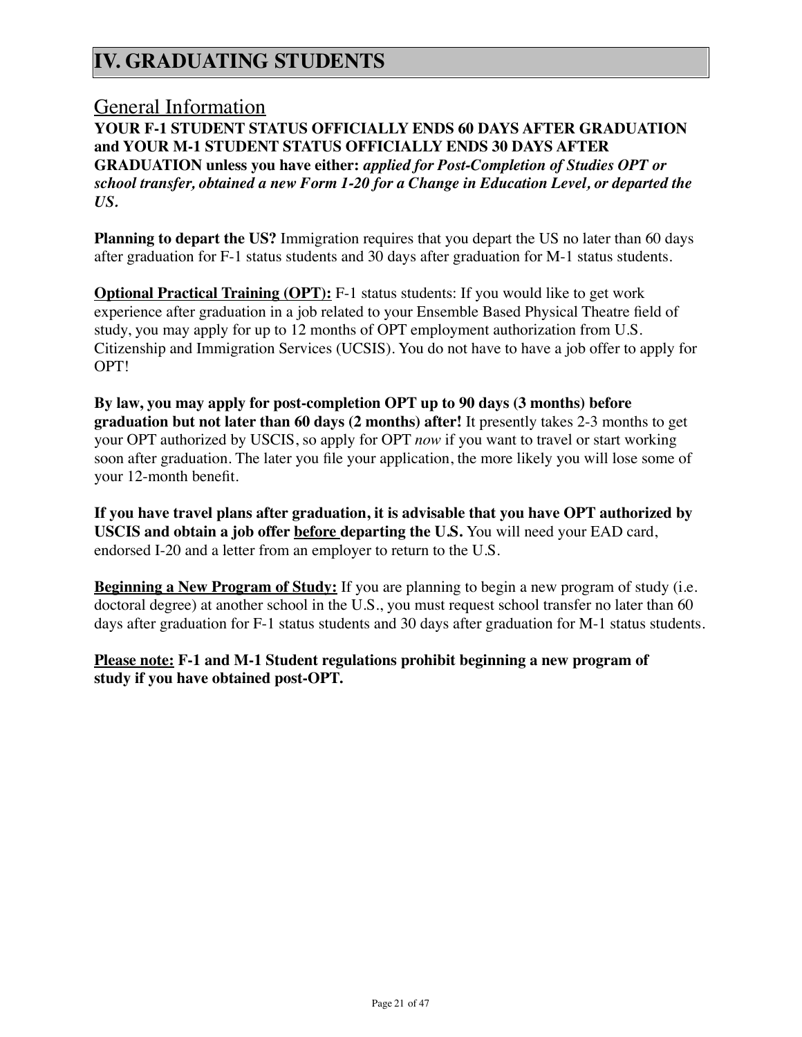# IV. GRADUATING STUDENTS

## General Information

**YOUR F-1 STUDENT STATUS OFFICIALLY ENDS 60 DAYS AFTER GRADUATION and YOUR M-1 STUDENT STATUS OFFICIALLY ENDS 30 DAYS AFTER GRADUATION unless you have either:** ***applied for Post-Completion of Studies OPT or school transfer, obtained a new Form 1-20 for a Change in Education Level, or departed the US.***

**Planning to depart the US?** Immigration requires that you depart the US no later than 60 days after graduation for F-1 status students and 30 days after graduation for M-1 status students.

**Optional Practical Training (OPT):** F-1 status students: If you would like to get work experience after graduation in a job related to your Ensemble Based Physical Theatre field of study, you may apply for up to 12 months of OPT employment authorization from U.S. Citizenship and Immigration Services (UCSIS). You do not have to have a job offer to apply for OPT!

**By law, you may apply for post-completion OPT up to 90 days (3 months) before graduation but not later than 60 days (2 months) after!** It presently takes 2-3 months to get your OPT authorized by USCIS, so apply for OPT *now* if you want to travel or start working soon after graduation. The later you file your application, the more likely you will lose some of your 12-month benefit.

**If you have travel plans after graduation, it is advisable that you have OPT authorized by USCIS and obtain a job offer before departing the U.S.** You will need your EAD card, endorsed I-20 and a letter from an employer to return to the U.S.

**Beginning a New Program of Study:** If you are planning to begin a new program of study (i.e. doctoral degree) at another school in the U.S., you must request school transfer no later than 60 days after graduation for F-1 status students and 30 days after graduation for M-1 status students.

**Please note: F-1 and M-1 Student regulations prohibit beginning a new program of study if you have obtained post-OPT.**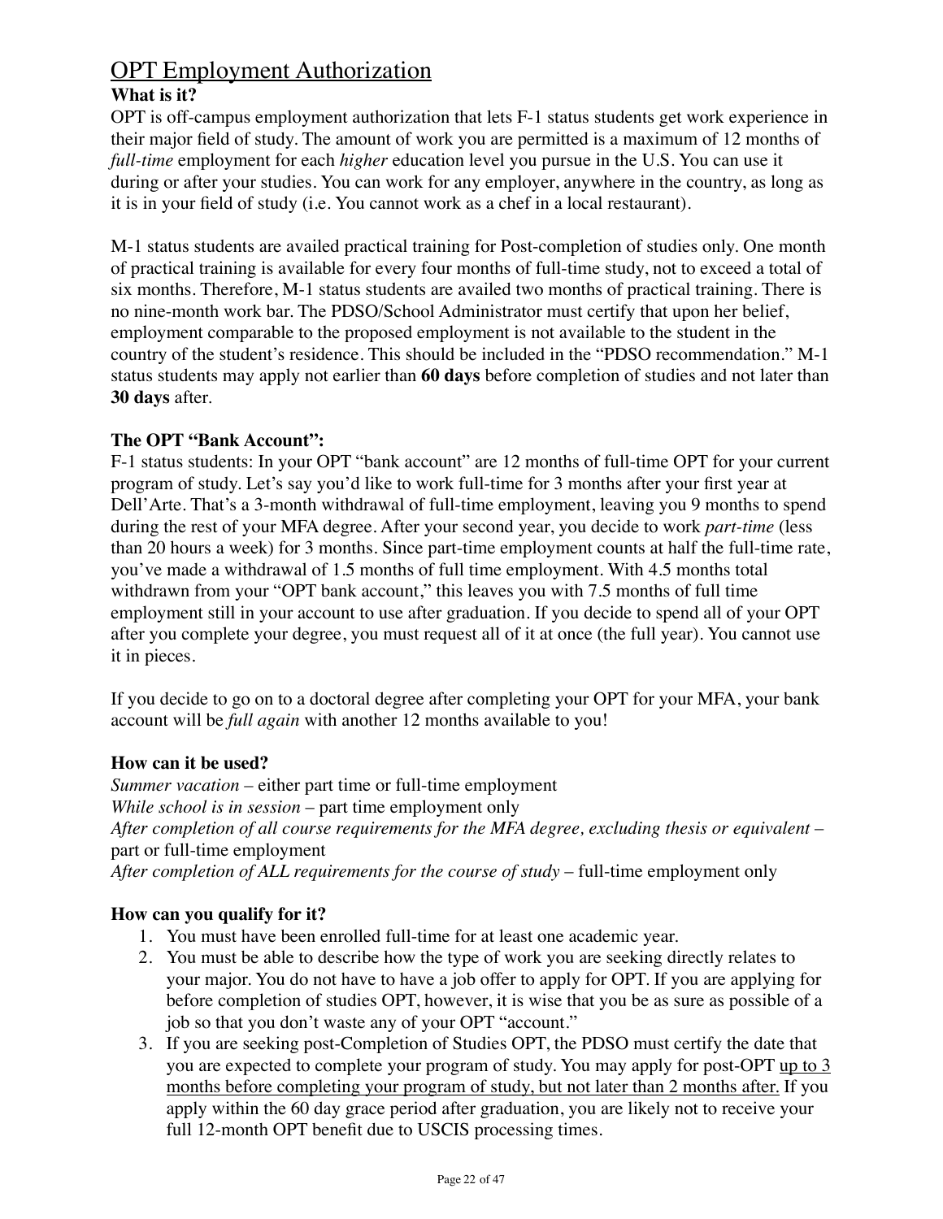# OPT Employment Authorization

**What is it?**

OPT is off-campus employment authorization that lets F-1 status students get work experience in their major field of study. The amount of work you are permitted is a maximum of 12 months of *full-time* employment for each *higher* education level you pursue in the U.S. You can use it during or after your studies. You can work for any employer, anywhere in the country, as long as it is in your field of study (i.e. You cannot work as a chef in a local restaurant).

M-1 status students are availed practical training for Post-completion of studies only. One month of practical training is available for every four months of full-time study, not to exceed a total of six months. Therefore, M-1 status students are availed two months of practical training. There is no nine-month work bar. The PDSO/School Administrator must certify that upon her belief, employment comparable to the proposed employment is not available to the student in the country of the student's residence. This should be included in the "PDSO recommendation." M-1 status students may apply not earlier than **60 days** before completion of studies and not later than **30 days** after.

**The OPT "Bank Account":**

F-1 status students: In your OPT "bank account" are 12 months of full-time OPT for your current program of study. Let's say you'd like to work full-time for 3 months after your first year at Dell'Arte. That's a 3-month withdrawal of full-time employment, leaving you 9 months to spend during the rest of your MFA degree. After your second year, you decide to work *part-time* (less than 20 hours a week) for 3 months. Since part-time employment counts at half the full-time rate, you've made a withdrawal of 1.5 months of full time employment. With 4.5 months total withdrawn from your "OPT bank account," this leaves you with 7.5 months of full time employment still in your account to use after graduation. If you decide to spend all of your OPT after you complete your degree, you must request all of it at once (the full year). You cannot use it in pieces.

If you decide to go on to a doctoral degree after completing your OPT for your MFA, your bank account will be *full again* with another 12 months available to you!

**How can it be used?**

*Summer vacation* – either part time or full-time employment
*While school is in session* – part time employment only
*After completion of all course requirements for the MFA degree, excluding thesis or equivalent* – part or full-time employment
*After completion of ALL requirements for the course of study* – full-time employment only

**How can you qualify for it?**

1. You must have been enrolled full-time for at least one academic year.
2. You must be able to describe how the type of work you are seeking directly relates to your major. You do not have to have a job offer to apply for OPT. If you are applying for before completion of studies OPT, however, it is wise that you be as sure as possible of a job so that you don't waste any of your OPT "account."
3. If you are seeking post-Completion of Studies OPT, the PDSO must certify the date that you are expected to complete your program of study. You may apply for post-OPT up to 3 months before completing your program of study, but not later than 2 months after. If you apply within the 60 day grace period after graduation, you are likely not to receive your full 12-month OPT benefit due to USCIS processing times.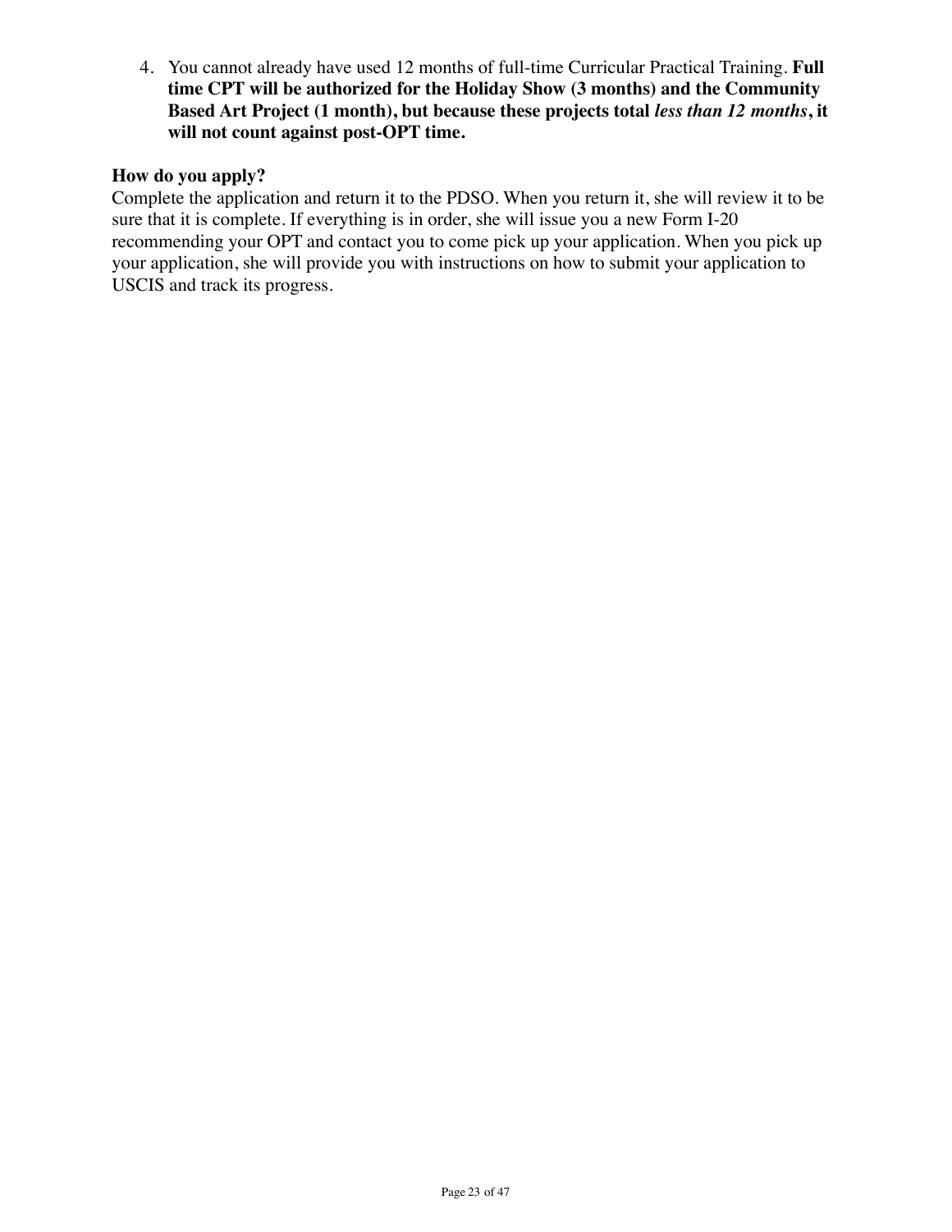4. You cannot already have used 12 months of full-time Curricular Practical Training. **Full time CPT will be authorized for the Holiday Show (3 months) and the Community Based Art Project (1 month), but because these projects total *less than 12 months*, it will not count against post-OPT time.**

**How do you apply?**
Complete the application and return it to the PDSO. When you return it, she will review it to be sure that it is complete. If everything is in order, she will issue you a new Form I-20 recommending your OPT and contact you to come pick up your application. When you pick up your application, she will provide you with instructions on how to submit your application to USCIS and track its progress.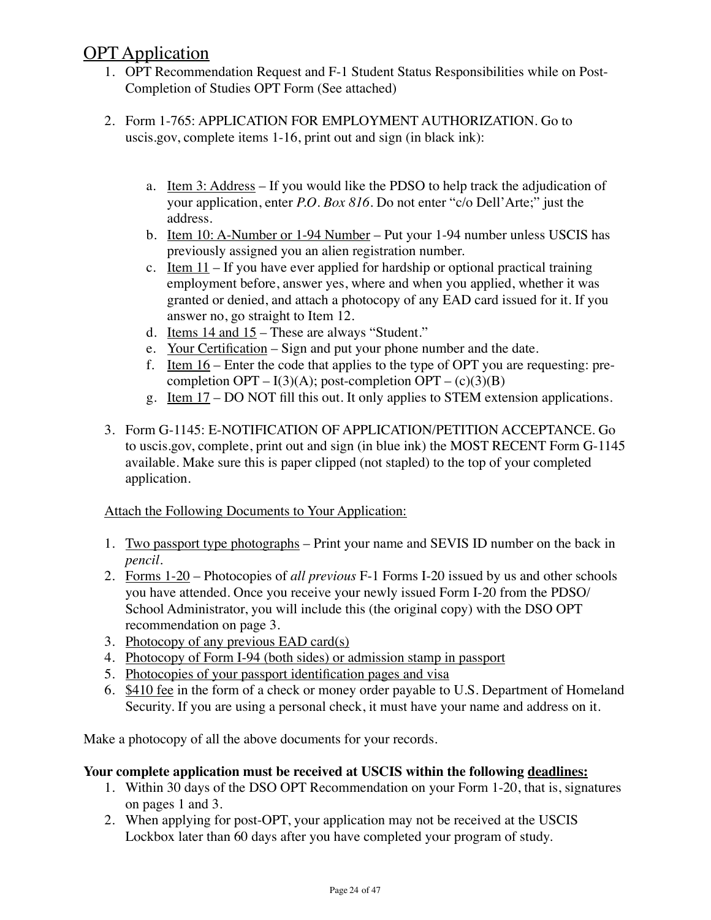# OPT Application

1. OPT Recommendation Request and F-1 Student Status Responsibilities while on Post-Completion of Studies OPT Form (See attached)

2. Form 1-765: APPLICATION FOR EMPLOYMENT AUTHORIZATION. Go to uscis.gov, complete items 1-16, print out and sign (in black ink):

   a. Item 3: Address – If you would like the PDSO to help track the adjudication of your application, enter *P.O. Box 816*. Do not enter "c/o Dell'Arte;" just the address.
   b. Item 10: A-Number or 1-94 Number – Put your 1-94 number unless USCIS has previously assigned you an alien registration number.
   c. Item 11 – If you have ever applied for hardship or optional practical training employment before, answer yes, where and when you applied, whether it was granted or denied, and attach a photocopy of any EAD card issued for it. If you answer no, go straight to Item 12.
   d. Items 14 and 15 – These are always "Student."
   e. Your Certification – Sign and put your phone number and the date.
   f. Item 16 – Enter the code that applies to the type of OPT you are requesting: pre-completion OPT – I(3)(A); post-completion OPT – (c)(3)(B)
   g. Item 17 – DO NOT fill this out. It only applies to STEM extension applications.

3. Form G-1145: E-NOTIFICATION OF APPLICATION/PETITION ACCEPTANCE. Go to uscis.gov, complete, print out and sign (in blue ink) the MOST RECENT Form G-1145 available. Make sure this is paper clipped (not stapled) to the top of your completed application.

Attach the Following Documents to Your Application:

1. Two passport type photographs – Print your name and SEVIS ID number on the back in *pencil*.
2. Forms 1-20 – Photocopies of *all previous* F-1 Forms I-20 issued by us and other schools you have attended. Once you receive your newly issued Form I-20 from the PDSO/ School Administrator, you will include this (the original copy) with the DSO OPT recommendation on page 3.
3. Photocopy of any previous EAD card(s)
4. Photocopy of Form I-94 (both sides) or admission stamp in passport
5. Photocopies of your passport identification pages and visa
6. $410 fee in the form of a check or money order payable to U.S. Department of Homeland Security. If you are using a personal check, it must have your name and address on it.

Make a photocopy of all the above documents for your records.

**Your complete application must be received at USCIS within the following deadlines:**

1. Within 30 days of the DSO OPT Recommendation on your Form 1-20, that is, signatures on pages 1 and 3.
2. When applying for post-OPT, your application may not be received at the USCIS Lockbox later than 60 days after you have completed your program of study.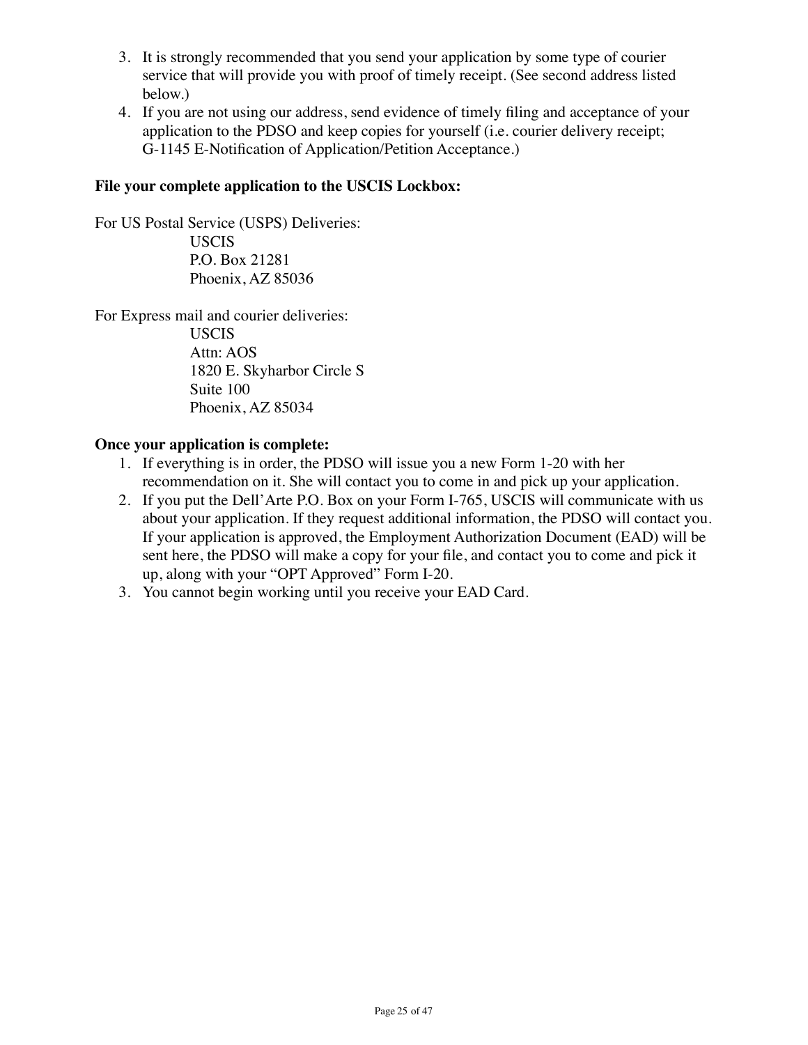3. It is strongly recommended that you send your application by some type of courier service that will provide you with proof of timely receipt. (See second address listed below.)
4. If you are not using our address, send evidence of timely filing and acceptance of your application to the PDSO and keep copies for yourself (i.e. courier delivery receipt; G-1145 E-Notification of Application/Petition Acceptance.)

**File your complete application to the USCIS Lockbox:**

For US Postal Service (USPS) Deliveries:

USCIS
P.O. Box 21281
Phoenix, AZ 85036

For Express mail and courier deliveries:

USCIS
Attn: AOS
1820 E. Skyharbor Circle S
Suite 100
Phoenix, AZ 85034

**Once your application is complete:**

1. If everything is in order, the PDSO will issue you a new Form 1-20 with her recommendation on it. She will contact you to come in and pick up your application.
2. If you put the Dell'Arte P.O. Box on your Form I-765, USCIS will communicate with us about your application. If they request additional information, the PDSO will contact you. If your application is approved, the Employment Authorization Document (EAD) will be sent here, the PDSO will make a copy for your file, and contact you to come and pick it up, along with your "OPT Approved" Form I-20.
3. You cannot begin working until you receive your EAD Card.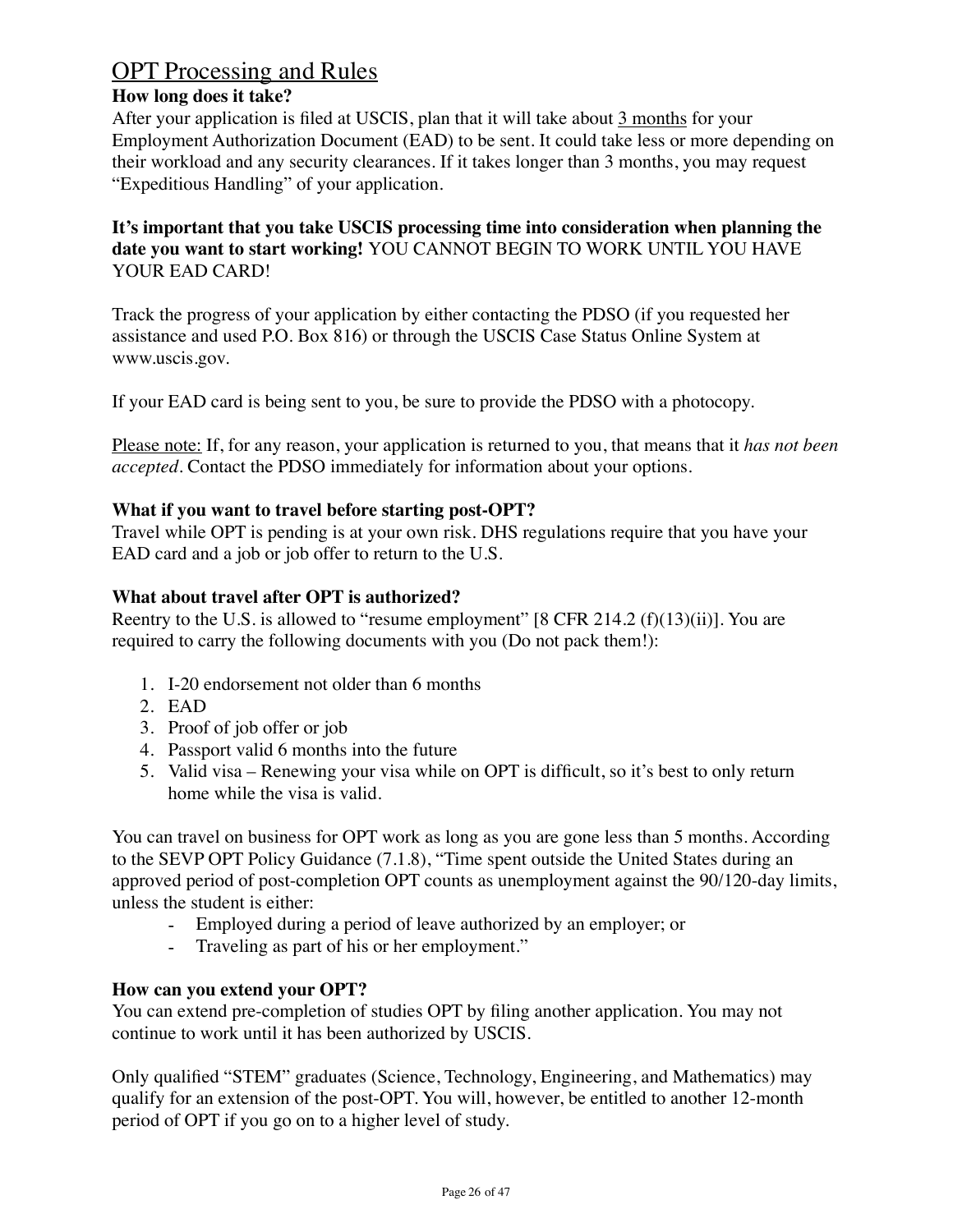## OPT Processing and Rules

**How long does it take?**
After your application is filed at USCIS, plan that it will take about 3 months for your Employment Authorization Document (EAD) to be sent. It could take less or more depending on their workload and any security clearances. If it takes longer than 3 months, you may request “Expeditious Handling” of your application.

**It’s important that you take USCIS processing time into consideration when planning the date you want to start working!** YOU CANNOT BEGIN TO WORK UNTIL YOU HAVE YOUR EAD CARD!

Track the progress of your application by either contacting the PDSO (if you requested her assistance and used P.O. Box 816) or through the USCIS Case Status Online System at www.uscis.gov.

If your EAD card is being sent to you, be sure to provide the PDSO with a photocopy.

Please note: If, for any reason, your application is returned to you, that means that it *has not been accepted*. Contact the PDSO immediately for information about your options.

**What if you want to travel before starting post-OPT?**
Travel while OPT is pending is at your own risk. DHS regulations require that you have your EAD card and a job or job offer to return to the U.S.

**What about travel after OPT is authorized?**
Reentry to the U.S. is allowed to “resume employment” [8 CFR 214.2 (f)(13)(ii)]. You are required to carry the following documents with you (Do not pack them!):

1. I-20 endorsement not older than 6 months
2. EAD
3. Proof of job offer or job
4. Passport valid 6 months into the future
5. Valid visa – Renewing your visa while on OPT is difficult, so it’s best to only return home while the visa is valid.

You can travel on business for OPT work as long as you are gone less than 5 months. According to the SEVP OPT Policy Guidance (7.1.8), “Time spent outside the United States during an approved period of post-completion OPT counts as unemployment against the 90/120-day limits, unless the student is either:

- Employed during a period of leave authorized by an employer; or
- Traveling as part of his or her employment.”

**How can you extend your OPT?**
You can extend pre-completion of studies OPT by filing another application. You may not continue to work until it has been authorized by USCIS.

Only qualified “STEM” graduates (Science, Technology, Engineering, and Mathematics) may qualify for an extension of the post-OPT. You will, however, be entitled to another 12-month period of OPT if you go on to a higher level of study.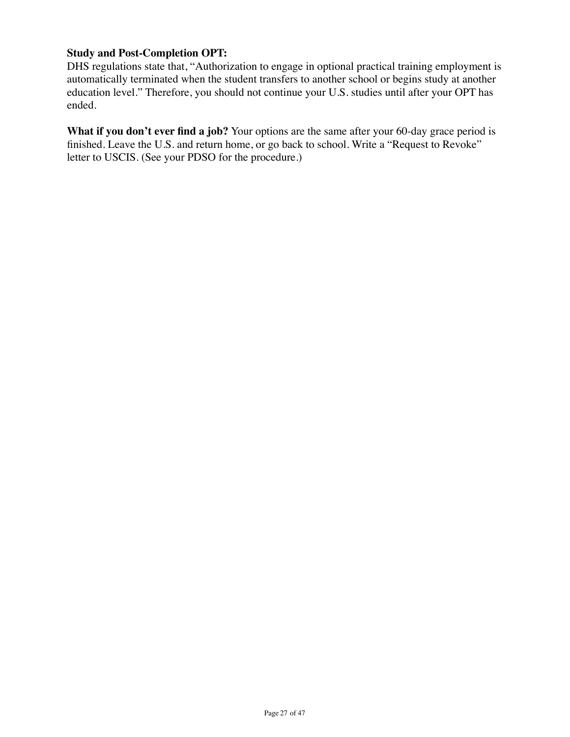**Study and Post-Completion OPT:**
DHS regulations state that, "Authorization to engage in optional practical training employment is automatically terminated when the student transfers to another school or begins study at another education level." Therefore, you should not continue your U.S. studies until after your OPT has ended.

**What if you don't ever find a job?** Your options are the same after your 60-day grace period is finished. Leave the U.S. and return home, or go back to school. Write a "Request to Revoke" letter to USCIS. (See your PDSO for the procedure.)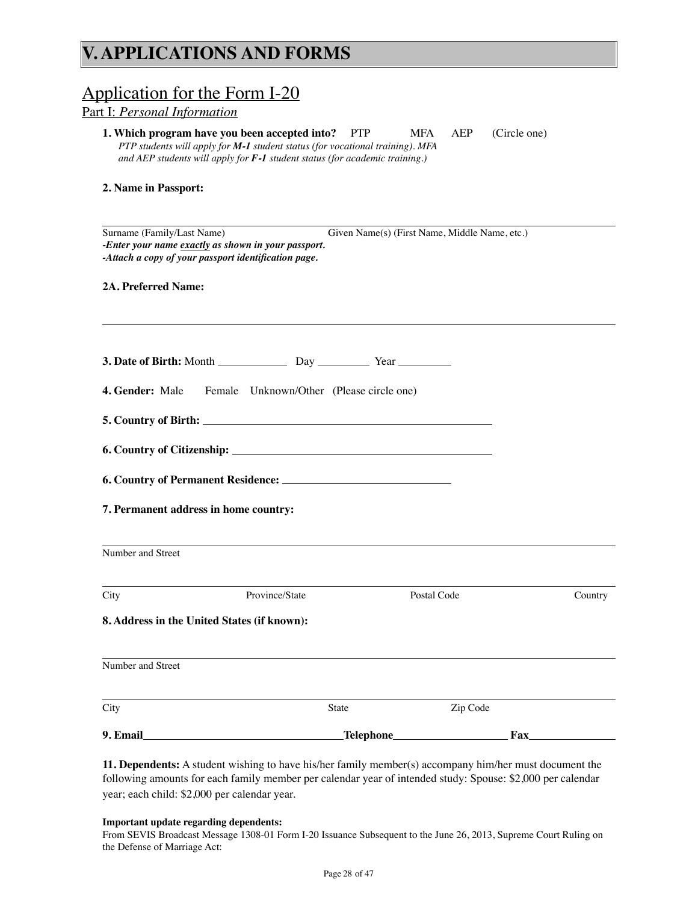# V. APPLICATIONS AND FORMS

## Application for the Form I-20

### Part I: *Personal Information*

**1. Which program have you been accepted into?** PTP MFA AEP (Circle one)
*PTP students will apply for **M-1** student status (for vocational training). MFA and AEP students will apply for **F-1** student status (for academic training.)*

**2. Name in Passport:**

______________________________________________________________________

Surname (Family/Last Name) Given Name(s) (First Name, Middle Name, etc.)
***-Enter your name exactly as shown in your passport.***
***-Attach a copy of your passport identification page.***

**2A. Preferred Name:**

______________________________________________________________________

**3. Date of Birth:** Month ____________ Day _________ Year _________

**4. Gender:** Male Female Unknown/Other (Please circle one)

**5. Country of Birth:** ______________________________________________

**6. Country of Citizenship:** _________________________________________

**6. Country of Permanent Residence:** ____________________________

**7. Permanent address in home country:**

______________________________________________________________________

Number and Street

______________________________________________________________________

City Province/State Postal Code Country

**8. Address in the United States (if known):**

______________________________________________________________________

Number and Street

______________________________________________________________________

City State Zip Code

**9. Email**______________________________**Telephone**__________________ **Fax**______________

**11. Dependents:** A student wishing to have his/her family member(s) accompany him/her must document the following amounts for each family member per calendar year of intended study: Spouse: $2,000 per calendar year; each child: $2,000 per calendar year.

**Important update regarding dependents:**
From SEVIS Broadcast Message 1308-01 Form I-20 Issuance Subsequent to the June 26, 2013, Supreme Court Ruling on the Defense of Marriage Act: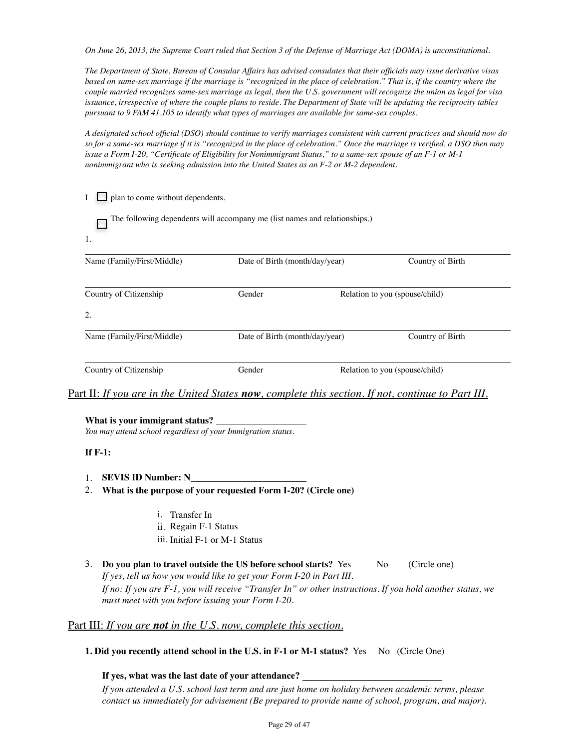*On June 26, 2013, the Supreme Court ruled that Section 3 of the Defense of Marriage Act (DOMA) is unconstitutional.*

*The Department of State, Bureau of Consular Affairs has advised consulates that their officials may issue derivative visas based on same-sex marriage if the marriage is "recognized in the place of celebration." That is, if the country where the couple married recognizes same-sex marriage as legal, then the U.S. government will recognize the union as legal for visa issuance, irrespective of where the couple plans to reside. The Department of State will be updating the reciprocity tables pursuant to 9 FAM 41.105 to identify what types of marriages are available for same-sex couples.*

*A designated school official (DSO) should continue to verify marriages consistent with current practices and should now do so for a same-sex marriage if it is "recognized in the place of celebration." Once the marriage is verified, a DSO then may issue a Form I-20, "Certificate of Eligibility for Nonimmigrant Status," to a same-sex spouse of an F-1 or M-1 nonimmigrant who is seeking admission into the United States as an F-2 or M-2 dependent.*

I ☐ plan to come without dependents.

☐ The following dependents will accompany me (list names and relationships.)

1.

| Name (Family/First/Middle) | Date of Birth (month/day/year) | Country of Birth |
|---|---|---|
| Country of Citizenship | Gender | Relation to you (spouse/child) |

2.

| Name (Family/First/Middle) | Date of Birth (month/day/year) | Country of Birth |
|---|---|---|
| Country of Citizenship | Gender | Relation to you (spouse/child) |

## Part II: *If you are in the United States **now**, complete this section. If not, continue to Part III.*

**What is your immigrant status?** ____________________
*You may attend school regardless of your Immigration status.*

**If F-1:**

1. **SEVIS ID Number: N**________________________
2. **What is the purpose of your requested Form I-20? (Circle one)**
   i. Transfer In
   ii. Regain F-1 Status
   iii. Initial F-1 or M-1 Status
3. **Do you plan to travel outside the US before school starts?** Yes No (Circle one)
   *If yes, tell us how you would like to get your Form I-20 in Part III.*
   *If no: If you are F-1, you will receive "Transfer In" or other instructions. If you hold another status, we must meet with you before issuing your Form I-20.*

## Part III: *If you are **not** in the U.S. now, complete this section.*

**1. Did you recently attend school in the U.S. in F-1 or M-1 status?** Yes No (Circle One)

**If yes, what was the last date of your attendance?** ______________________________
*If you attended a U.S. school last term and are just home on holiday between academic terms, please contact us immediately for advisement (Be prepared to provide name of school, program, and major).*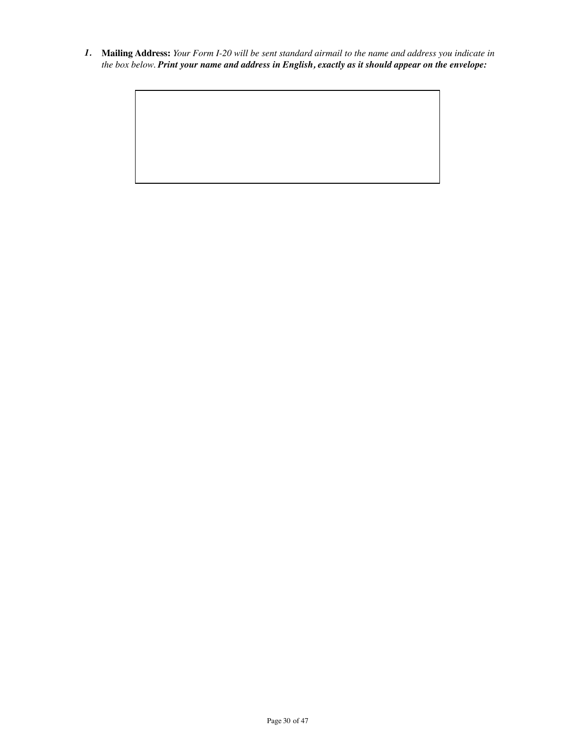1. **Mailing Address:** *Your Form I-20 will be sent standard airmail to the name and address you indicate in the box below.* ***Print your name and address in English, exactly as it should appear on the envelope:***

| |
|---|
| |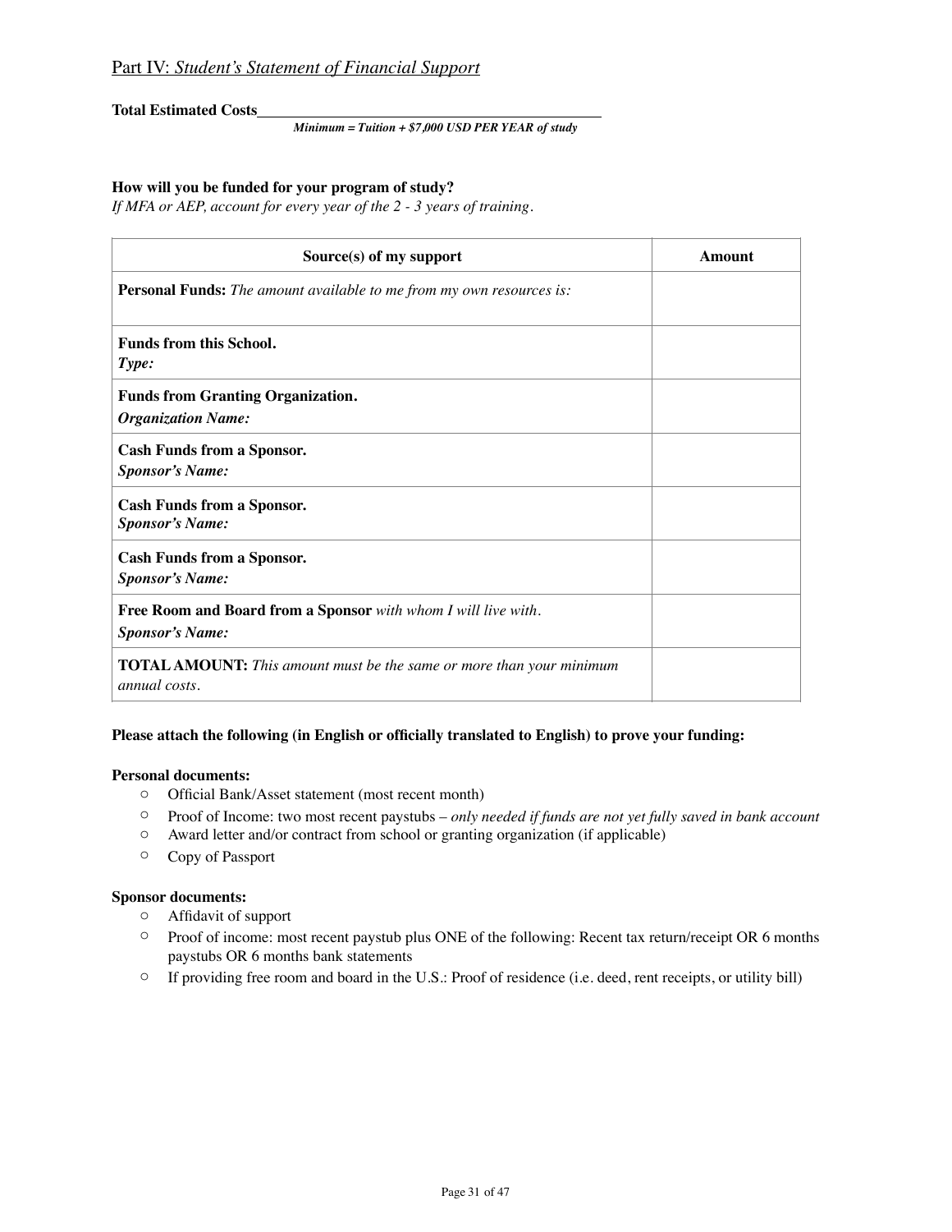## Part IV: *Student's Statement of Financial Support*

**Total Estimated Costs**\_\_\_\_\_\_\_\_\_\_\_\_\_\_\_\_\_\_\_\_\_\_\_\_\_\_\_\_\_\_\_\_\_\_\_\_\_\_\_\_\_\_\_\_

***Minimum = Tuition + $7,000 USD PER YEAR of study***

**How will you be funded for your program of study?**

*If MFA or AEP, account for every year of the 2 - 3 years of training.*

| Source(s) of my support | Amount |
|---|---|
| **Personal Funds:** *The amount available to me from my own resources is:* | |
| **Funds from this School.** ***Type:*** | |
| **Funds from Granting Organization.** ***Organization Name:*** | |
| **Cash Funds from a Sponsor.** ***Sponsor's Name:*** | |
| **Cash Funds from a Sponsor.** ***Sponsor's Name:*** | |
| **Cash Funds from a Sponsor.** ***Sponsor's Name:*** | |
| **Free Room and Board from a Sponsor** *with whom I will live with.* ***Sponsor's Name:*** | |
| **TOTAL AMOUNT:** *This amount must be the same or more than your minimum annual costs.* | |

**Please attach the following (in English or officially translated to English) to prove your funding:**

**Personal documents:**

- Official Bank/Asset statement (most recent month)
- Proof of Income: two most recent paystubs – *only needed if funds are not yet fully saved in bank account*
- Award letter and/or contract from school or granting organization (if applicable)
- Copy of Passport

**Sponsor documents:**

- Affidavit of support
- Proof of income: most recent paystub plus ONE of the following: Recent tax return/receipt OR 6 months paystubs OR 6 months bank statements
- If providing free room and board in the U.S.: Proof of residence (i.e. deed, rent receipts, or utility bill)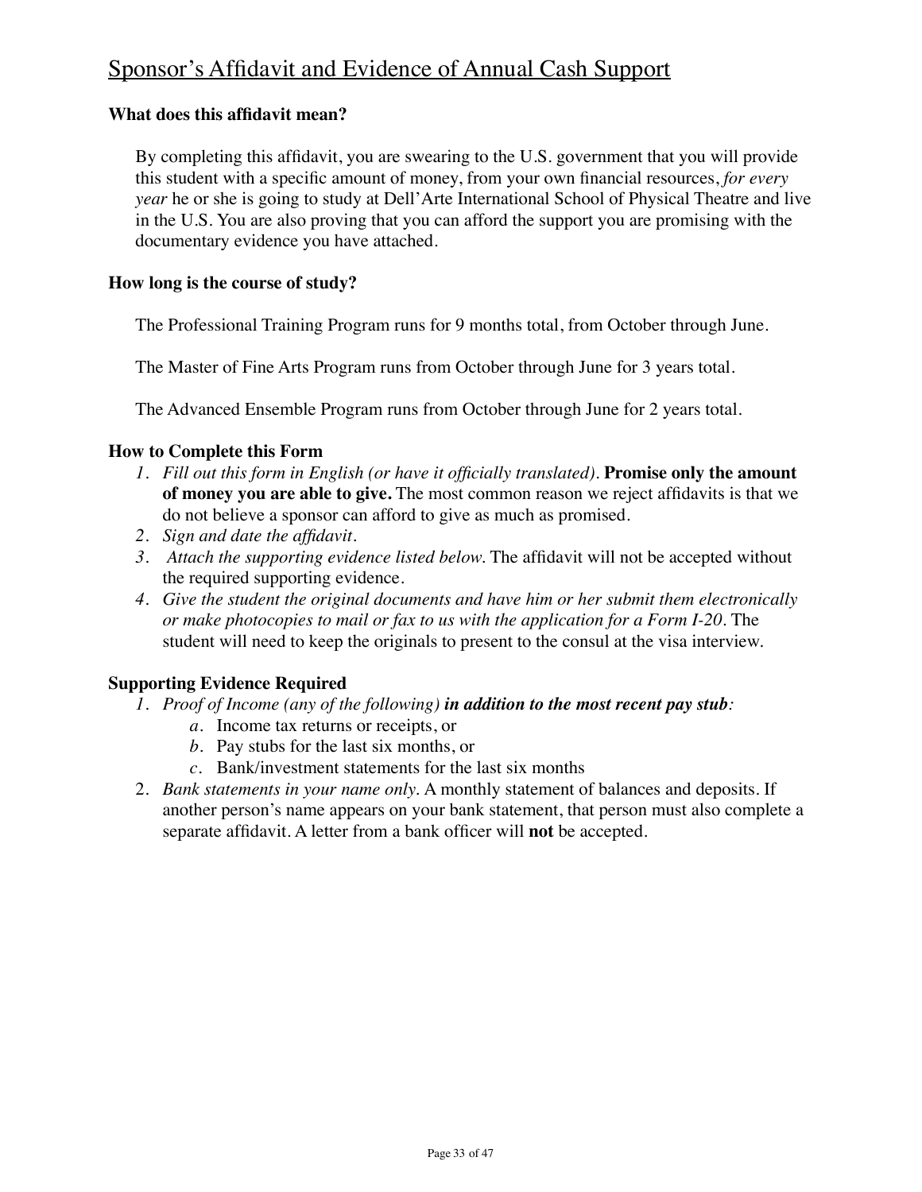## Sponsor's Affidavit and Evidence of Annual Cash Support

**What does this affidavit mean?**

By completing this affidavit, you are swearing to the U.S. government that you will provide this student with a specific amount of money, from your own financial resources, *for every year* he or she is going to study at Dell'Arte International School of Physical Theatre and live in the U.S. You are also proving that you can afford the support you are promising with the documentary evidence you have attached.

**How long is the course of study?**

The Professional Training Program runs for 9 months total, from October through June.

The Master of Fine Arts Program runs from October through June for 3 years total.

The Advanced Ensemble Program runs from October through June for 2 years total.

**How to Complete this Form**

1. *Fill out this form in English (or have it officially translated).* **Promise only the amount of money you are able to give.** The most common reason we reject affidavits is that we do not believe a sponsor can afford to give as much as promised.
2. *Sign and date the affidavit.*
3. *Attach the supporting evidence listed below.* The affidavit will not be accepted without the required supporting evidence.
4. *Give the student the original documents and have him or her submit them electronically or make photocopies to mail or fax to us with the application for a Form I-20.* The student will need to keep the originals to present to the consul at the visa interview.

**Supporting Evidence Required**

1. *Proof of Income (any of the following)* ***in addition to the most recent pay stub****:*
   a. Income tax returns or receipts, or
   b. Pay stubs for the last six months, or
   c. Bank/investment statements for the last six months
2. *Bank statements in your name only.* A monthly statement of balances and deposits. If another person's name appears on your bank statement, that person must also complete a separate affidavit. A letter from a bank officer will **not** be accepted.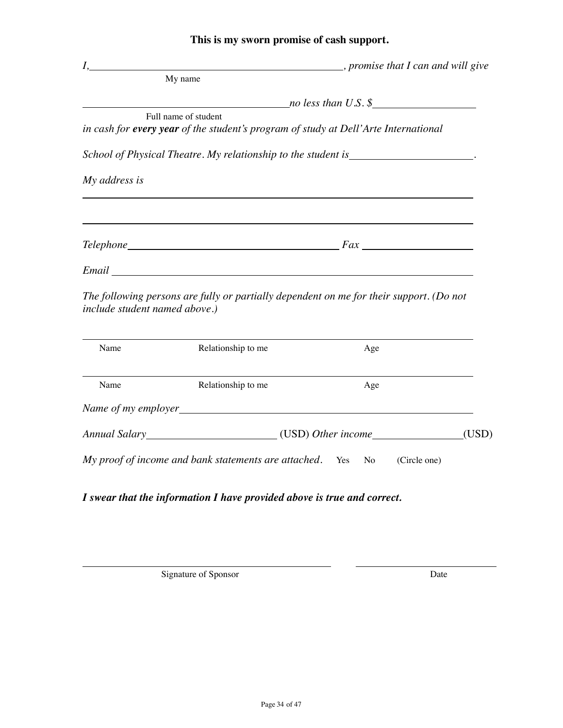**This is my sworn promise of cash support.**

*I,* ______________________________________________, *promise that I can and will give*
My name

______________________________________ *no less than U.S. $* __________________
Full name of student

*in cash for* ***every year*** *of the student's program of study at Dell'Arte International School of Physical Theatre. My relationship to the student is* ______________________.

*My address is*

________________________________________________________________________

________________________________________________________________________

*Telephone* ________________________________________ *Fax* ____________________

*Email* ________________________________________________________________

*The following persons are fully or partially dependent on me for their support. (Do not include student named above.)*

________________________________________________________________________
Name | Relationship to me | Age

________________________________________________________________________
Name | Relationship to me | Age

*Name of my employer* ____________________________________________________

*Annual Salary* ________________________ (USD) *Other income* ________________ (USD)

*My proof of income and bank statements are attached.* Yes No (Circle one)

***I swear that the information I have provided above is true and correct.***

______________________________________________ ____________________________
Signature of Sponsor Date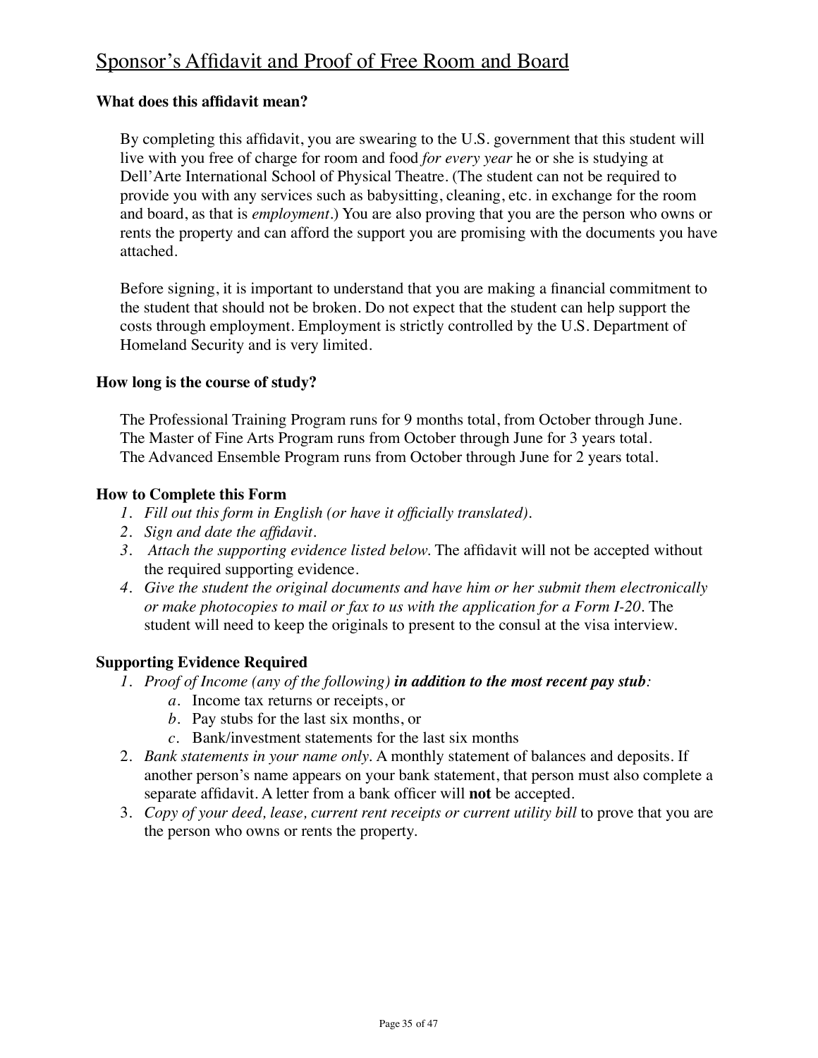# Sponsor's Affidavit and Proof of Free Room and Board

### What does this affidavit mean?

By completing this affidavit, you are swearing to the U.S. government that this student will live with you free of charge for room and food *for every year* he or she is studying at Dell'Arte International School of Physical Theatre. (The student can not be required to provide you with any services such as babysitting, cleaning, etc. in exchange for the room and board, as that is *employment*.) You are also proving that you are the person who owns or rents the property and can afford the support you are promising with the documents you have attached.

Before signing, it is important to understand that you are making a financial commitment to the student that should not be broken. Do not expect that the student can help support the costs through employment. Employment is strictly controlled by the U.S. Department of Homeland Security and is very limited.

### How long is the course of study?

The Professional Training Program runs for 9 months total, from October through June.
The Master of Fine Arts Program runs from October through June for 3 years total.
The Advanced Ensemble Program runs from October through June for 2 years total.

### How to Complete this Form

1. *Fill out this form in English (or have it officially translated).*
2. *Sign and date the affidavit.*
3. *Attach the supporting evidence listed below.* The affidavit will not be accepted without the required supporting evidence.
4. *Give the student the original documents and have him or her submit them electronically or make photocopies to mail or fax to us with the application for a Form I-20.* The student will need to keep the originals to present to the consul at the visa interview.

### Supporting Evidence Required

1. *Proof of Income (any of the following)* ***in addition to the most recent pay stub****:*
    a. Income tax returns or receipts, or
    b. Pay stubs for the last six months, or
    c. Bank/investment statements for the last six months
2. *Bank statements in your name only.* A monthly statement of balances and deposits. If another person's name appears on your bank statement, that person must also complete a separate affidavit. A letter from a bank officer will **not** be accepted.
3. *Copy of your deed, lease, current rent receipts or current utility bill* to prove that you are the person who owns or rents the property.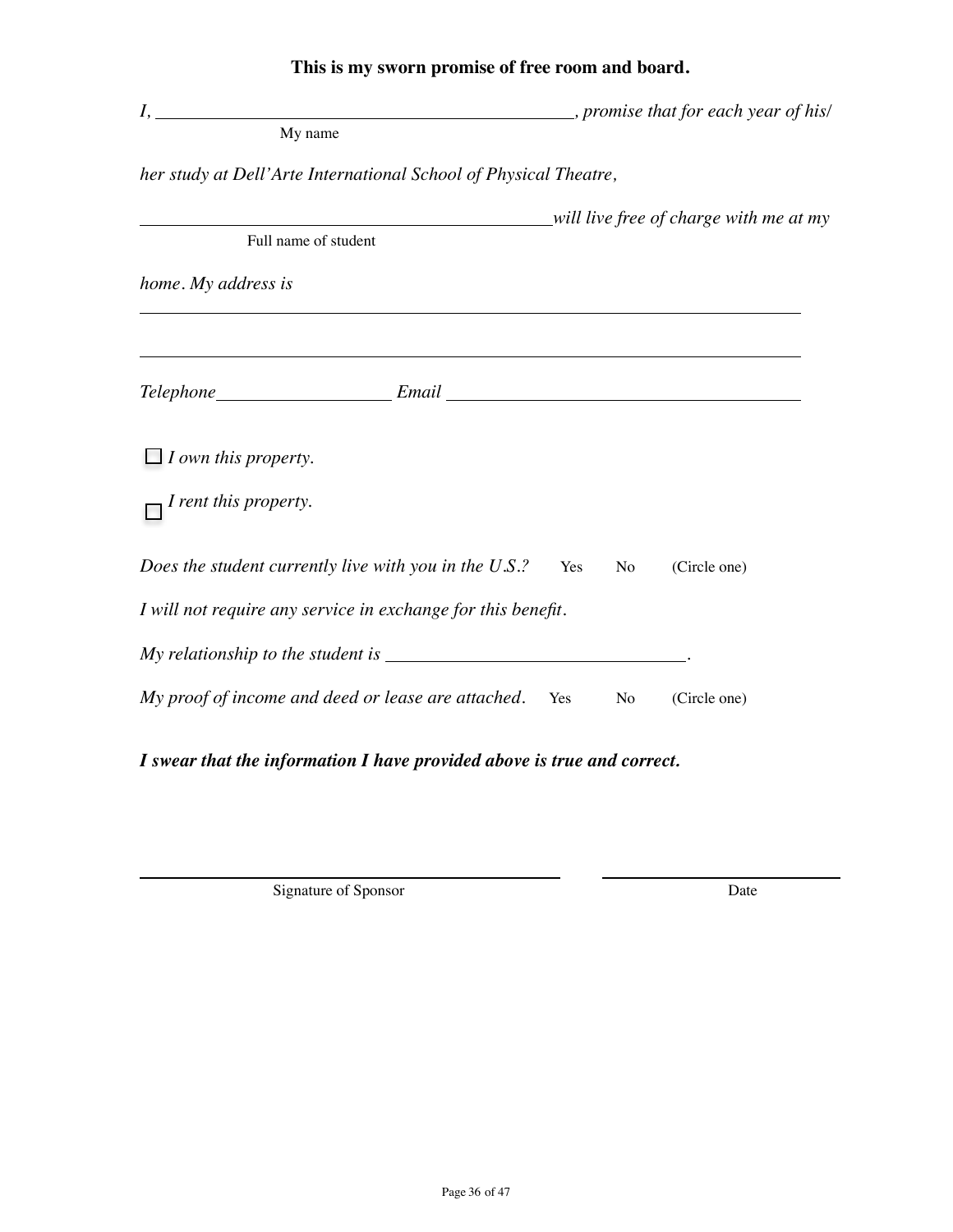**This is my sworn promise of free room and board.**

*I,* ______________________________________________, *promise that for each year of his/*
My name

*her study at Dell'Arte International School of Physical Theatre,*

______________________________________________ *will live free of charge with me at my*
Full name of student

*home. My address is*

____________________________________________________________________________

____________________________________________________________________________

*Telephone* ____________________ *Email* ______________________________________

☐ *I own this property.*

☐ *I rent this property.*

*Does the student currently live with you in the U.S.?* Yes No (Circle one)

*I will not require any service in exchange for this benefit.*

*My relationship to the student is* ________________________________.

*My proof of income and deed or lease are attached.* Yes No (Circle one)

***I swear that the information I have provided above is true and correct.***

______________________________________________ ____________________________
Signature of Sponsor Date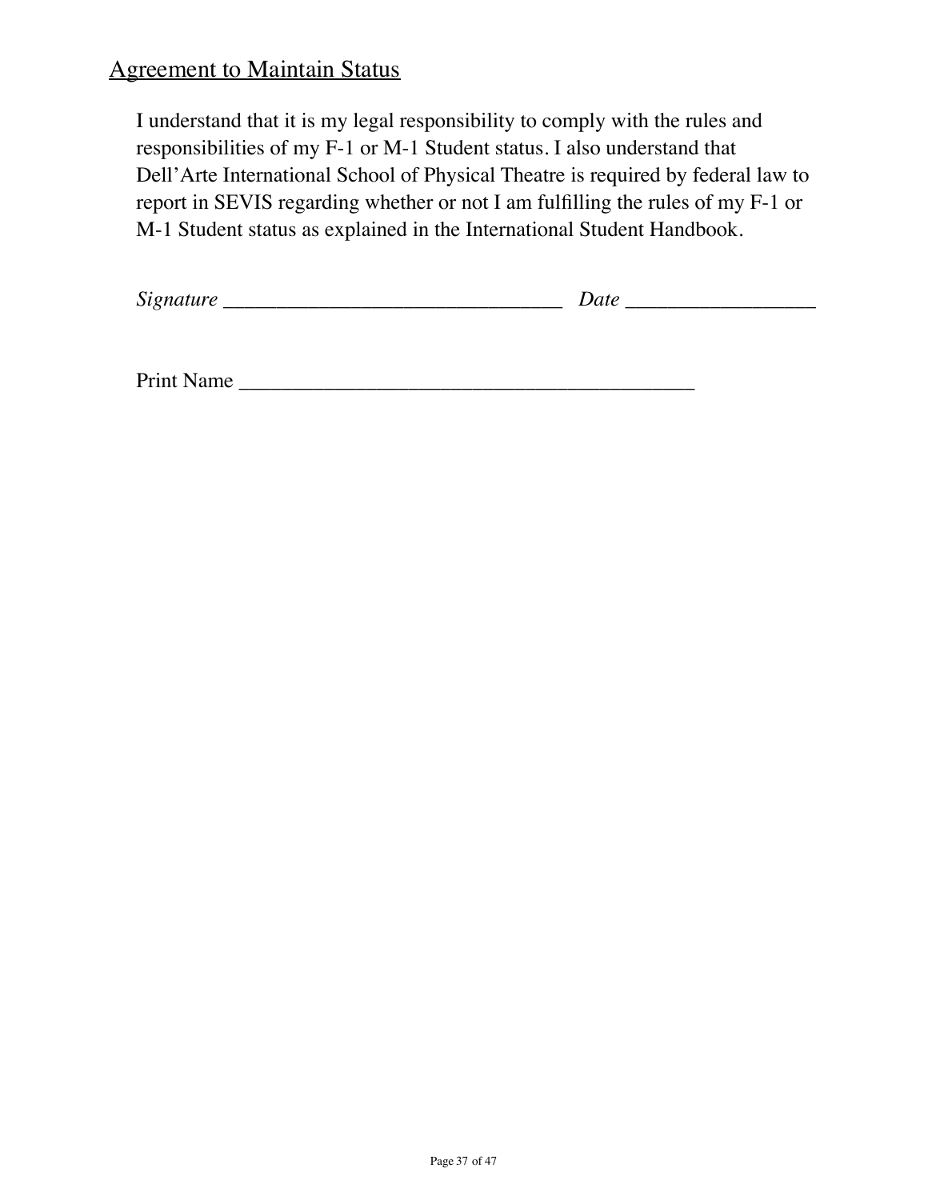## Agreement to Maintain Status

I understand that it is my legal responsibility to comply with the rules and responsibilities of my F-1 or M-1 Student status. I also understand that Dell'Arte International School of Physical Theatre is required by federal law to report in SEVIS regarding whether or not I am fulfilling the rules of my F-1 or M-1 Student status as explained in the International Student Handbook.

*Signature* _________________________________ *Date* __________________

Print Name ____________________________________________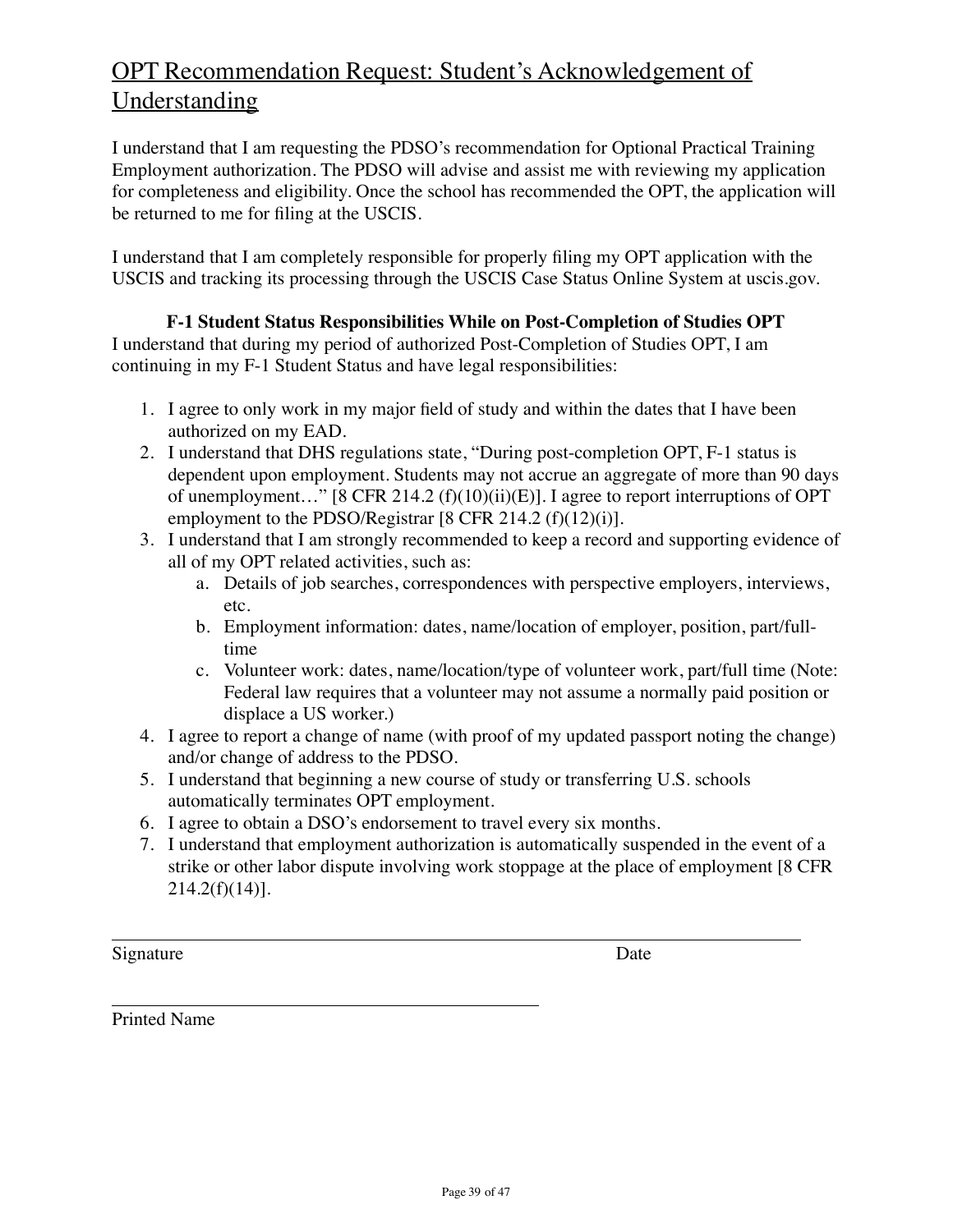# OPT Recommendation Request: Student's Acknowledgement of Understanding

I understand that I am requesting the PDSO's recommendation for Optional Practical Training Employment authorization. The PDSO will advise and assist me with reviewing my application for completeness and eligibility. Once the school has recommended the OPT, the application will be returned to me for filing at the USCIS.

I understand that I am completely responsible for properly filing my OPT application with the USCIS and tracking its processing through the USCIS Case Status Online System at uscis.gov.

**F-1 Student Status Responsibilities While on Post-Completion of Studies OPT**

I understand that during my period of authorized Post-Completion of Studies OPT, I am continuing in my F-1 Student Status and have legal responsibilities:

1. I agree to only work in my major field of study and within the dates that I have been authorized on my EAD.
2. I understand that DHS regulations state, "During post-completion OPT, F-1 status is dependent upon employment. Students may not accrue an aggregate of more than 90 days of unemployment…" [8 CFR 214.2 (f)(10)(ii)(E)]. I agree to report interruptions of OPT employment to the PDSO/Registrar [8 CFR 214.2 (f)(12)(i)].
3. I understand that I am strongly recommended to keep a record and supporting evidence of all of my OPT related activities, such as:
   a. Details of job searches, correspondences with perspective employers, interviews, etc.
   b. Employment information: dates, name/location of employer, position, part/full-time
   c. Volunteer work: dates, name/location/type of volunteer work, part/full time (Note: Federal law requires that a volunteer may not assume a normally paid position or displace a US worker.)
4. I agree to report a change of name (with proof of my updated passport noting the change) and/or change of address to the PDSO.
5. I understand that beginning a new course of study or transferring U.S. schools automatically terminates OPT employment.
6. I agree to obtain a DSO's endorsement to travel every six months.
7. I understand that employment authorization is automatically suspended in the event of a strike or other labor dispute involving work stoppage at the place of employment [8 CFR 214.2(f)(14)].

______________________________________________________________________

Signature                                                                                    Date

______________________________________

Printed Name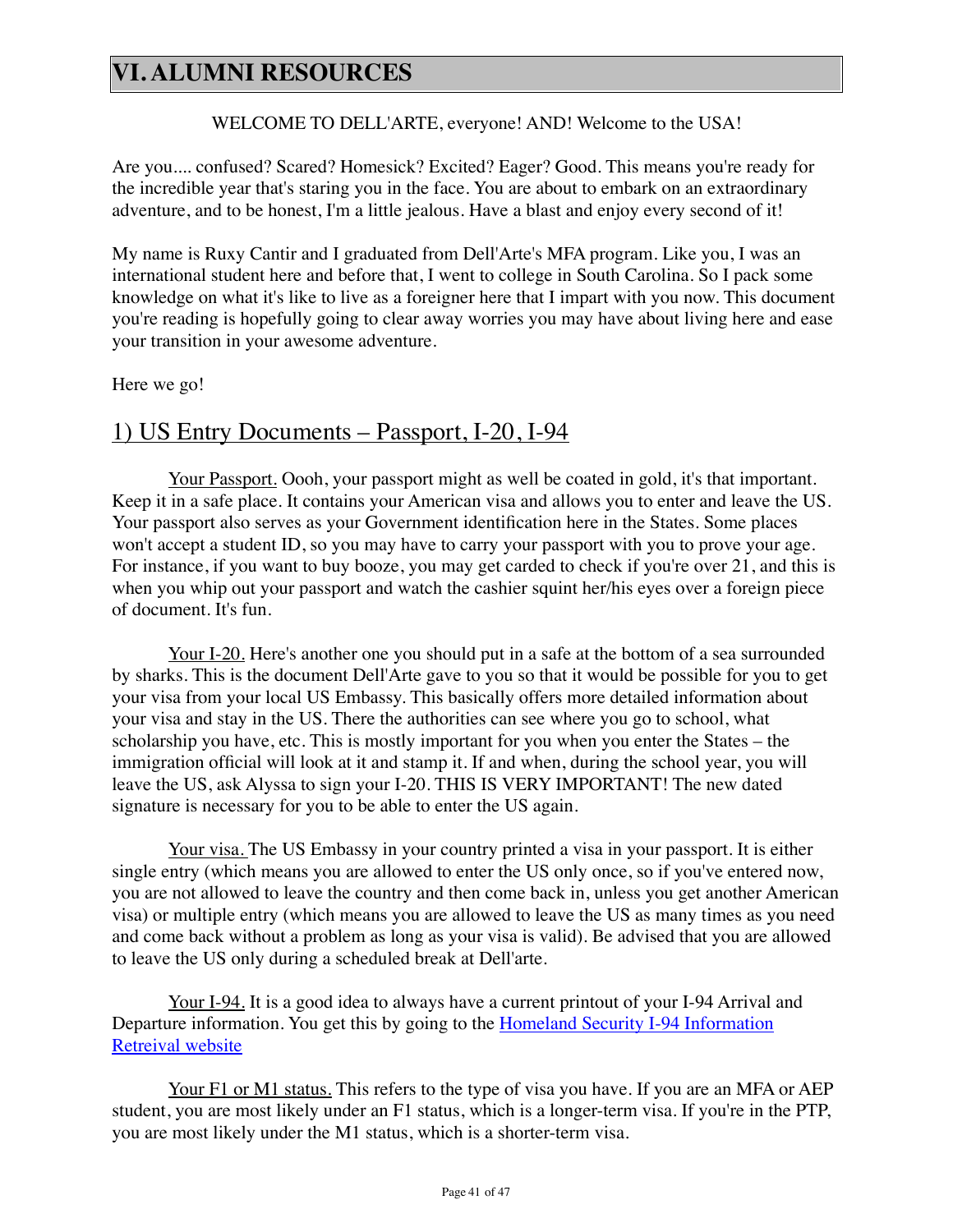# VI. ALUMNI RESOURCES

WELCOME TO DELL'ARTE, everyone! AND! Welcome to the USA!

Are you.... confused? Scared? Homesick? Excited? Eager? Good. This means you're ready for the incredible year that's staring you in the face. You are about to embark on an extraordinary adventure, and to be honest, I'm a little jealous. Have a blast and enjoy every second of it!

My name is Ruxy Cantir and I graduated from Dell'Arte's MFA program. Like you, I was an international student here and before that, I went to college in South Carolina. So I pack some knowledge on what it's like to live as a foreigner here that I impart with you now. This document you're reading is hopefully going to clear away worries you may have about living here and ease your transition in your awesome adventure.

Here we go!

## 1) US Entry Documents – Passport, I-20, I-94

Your Passport. Oooh, your passport might as well be coated in gold, it's that important. Keep it in a safe place. It contains your American visa and allows you to enter and leave the US. Your passport also serves as your Government identification here in the States. Some places won't accept a student ID, so you may have to carry your passport with you to prove your age. For instance, if you want to buy booze, you may get carded to check if you're over 21, and this is when you whip out your passport and watch the cashier squint her/his eyes over a foreign piece of document. It's fun.

Your I-20. Here's another one you should put in a safe at the bottom of a sea surrounded by sharks. This is the document Dell'Arte gave to you so that it would be possible for you to get your visa from your local US Embassy. This basically offers more detailed information about your visa and stay in the US. There the authorities can see where you go to school, what scholarship you have, etc. This is mostly important for you when you enter the States – the immigration official will look at it and stamp it. If and when, during the school year, you will leave the US, ask Alyssa to sign your I-20. THIS IS VERY IMPORTANT! The new dated signature is necessary for you to be able to enter the US again.

Your visa. The US Embassy in your country printed a visa in your passport. It is either single entry (which means you are allowed to enter the US only once, so if you've entered now, you are not allowed to leave the country and then come back in, unless you get another American visa) or multiple entry (which means you are allowed to leave the US as many times as you need and come back without a problem as long as your visa is valid). Be advised that you are allowed to leave the US only during a scheduled break at Dell'arte.

Your I-94. It is a good idea to always have a current printout of your I-94 Arrival and Departure information. You get this by going to the Homeland Security I-94 Information Retreival website

Your F1 or M1 status. This refers to the type of visa you have. If you are an MFA or AEP student, you are most likely under an F1 status, which is a longer-term visa. If you're in the PTP, you are most likely under the M1 status, which is a shorter-term visa.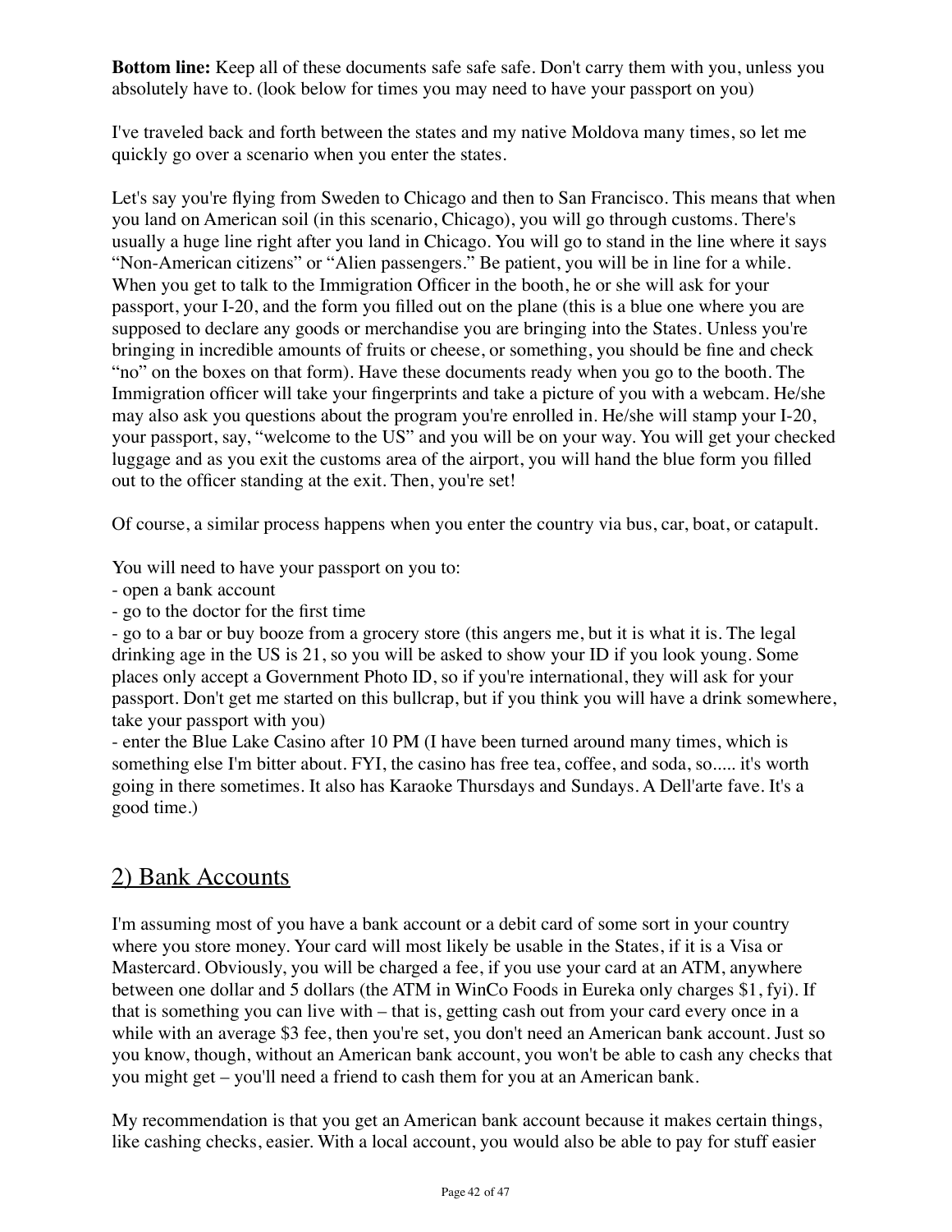**Bottom line:** Keep all of these documents safe safe safe. Don't carry them with you, unless you absolutely have to. (look below for times you may need to have your passport on you)

I've traveled back and forth between the states and my native Moldova many times, so let me quickly go over a scenario when you enter the states.

Let's say you're flying from Sweden to Chicago and then to San Francisco. This means that when you land on American soil (in this scenario, Chicago), you will go through customs. There's usually a huge line right after you land in Chicago. You will go to stand in the line where it says "Non-American citizens" or "Alien passengers." Be patient, you will be in line for a while. When you get to talk to the Immigration Officer in the booth, he or she will ask for your passport, your I-20, and the form you filled out on the plane (this is a blue one where you are supposed to declare any goods or merchandise you are bringing into the States. Unless you're bringing in incredible amounts of fruits or cheese, or something, you should be fine and check "no" on the boxes on that form). Have these documents ready when you go to the booth. The Immigration officer will take your fingerprints and take a picture of you with a webcam. He/she may also ask you questions about the program you're enrolled in. He/she will stamp your I-20, your passport, say, "welcome to the US" and you will be on your way. You will get your checked luggage and as you exit the customs area of the airport, you will hand the blue form you filled out to the officer standing at the exit. Then, you're set!

Of course, a similar process happens when you enter the country via bus, car, boat, or catapult.

You will need to have your passport on you to:
- open a bank account
- go to the doctor for the first time
- go to a bar or buy booze from a grocery store (this angers me, but it is what it is. The legal drinking age in the US is 21, so you will be asked to show your ID if you look young. Some places only accept a Government Photo ID, so if you're international, they will ask for your passport. Don't get me started on this bullcrap, but if you think you will have a drink somewhere, take your passport with you)
- enter the Blue Lake Casino after 10 PM (I have been turned around many times, which is something else I'm bitter about. FYI, the casino has free tea, coffee, and soda, so..... it's worth going in there sometimes. It also has Karaoke Thursdays and Sundays. A Dell'arte fave. It's a good time.)

## 2) Bank Accounts

I'm assuming most of you have a bank account or a debit card of some sort in your country where you store money. Your card will most likely be usable in the States, if it is a Visa or Mastercard. Obviously, you will be charged a fee, if you use your card at an ATM, anywhere between one dollar and 5 dollars (the ATM in WinCo Foods in Eureka only charges $1, fyi). If that is something you can live with – that is, getting cash out from your card every once in a while with an average $3 fee, then you're set, you don't need an American bank account. Just so you know, though, without an American bank account, you won't be able to cash any checks that you might get – you'll need a friend to cash them for you at an American bank.

My recommendation is that you get an American bank account because it makes certain things, like cashing checks, easier. With a local account, you would also be able to pay for stuff easier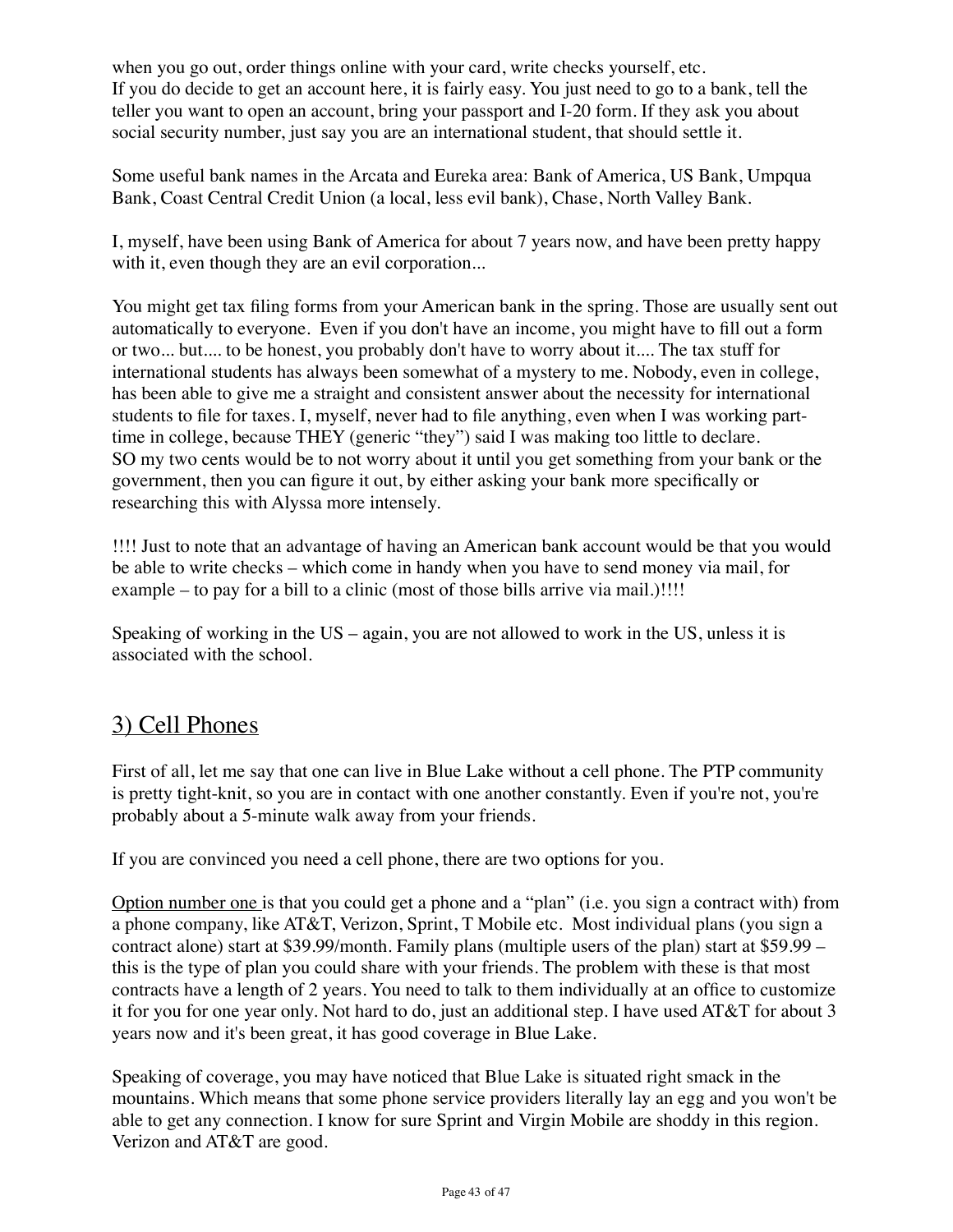when you go out, order things online with your card, write checks yourself, etc.
If you do decide to get an account here, it is fairly easy. You just need to go to a bank, tell the teller you want to open an account, bring your passport and I-20 form. If they ask you about social security number, just say you are an international student, that should settle it.

Some useful bank names in the Arcata and Eureka area: Bank of America, US Bank, Umpqua Bank, Coast Central Credit Union (a local, less evil bank), Chase, North Valley Bank.

I, myself, have been using Bank of America for about 7 years now, and have been pretty happy with it, even though they are an evil corporation...

You might get tax filing forms from your American bank in the spring. Those are usually sent out automatically to everyone. Even if you don't have an income, you might have to fill out a form or two... but.... to be honest, you probably don't have to worry about it.... The tax stuff for international students has always been somewhat of a mystery to me. Nobody, even in college, has been able to give me a straight and consistent answer about the necessity for international students to file for taxes. I, myself, never had to file anything, even when I was working part-time in college, because THEY (generic "they") said I was making too little to declare.
SO my two cents would be to not worry about it until you get something from your bank or the government, then you can figure it out, by either asking your bank more specifically or researching this with Alyssa more intensely.

!!!! Just to note that an advantage of having an American bank account would be that you would be able to write checks – which come in handy when you have to send money via mail, for example – to pay for a bill to a clinic (most of those bills arrive via mail.)!!!!

Speaking of working in the US – again, you are not allowed to work in the US, unless it is associated with the school.

## 3) Cell Phones

First of all, let me say that one can live in Blue Lake without a cell phone. The PTP community is pretty tight-knit, so you are in contact with one another constantly. Even if you're not, you're probably about a 5-minute walk away from your friends.

If you are convinced you need a cell phone, there are two options for you.

Option number one is that you could get a phone and a "plan" (i.e. you sign a contract with) from a phone company, like AT&T, Verizon, Sprint, T Mobile etc. Most individual plans (you sign a contract alone) start at $39.99/month. Family plans (multiple users of the plan) start at $59.99 – this is the type of plan you could share with your friends. The problem with these is that most contracts have a length of 2 years. You need to talk to them individually at an office to customize it for you for one year only. Not hard to do, just an additional step. I have used AT&T for about 3 years now and it's been great, it has good coverage in Blue Lake.

Speaking of coverage, you may have noticed that Blue Lake is situated right smack in the mountains. Which means that some phone service providers literally lay an egg and you won't be able to get any connection. I know for sure Sprint and Virgin Mobile are shoddy in this region. Verizon and AT&T are good.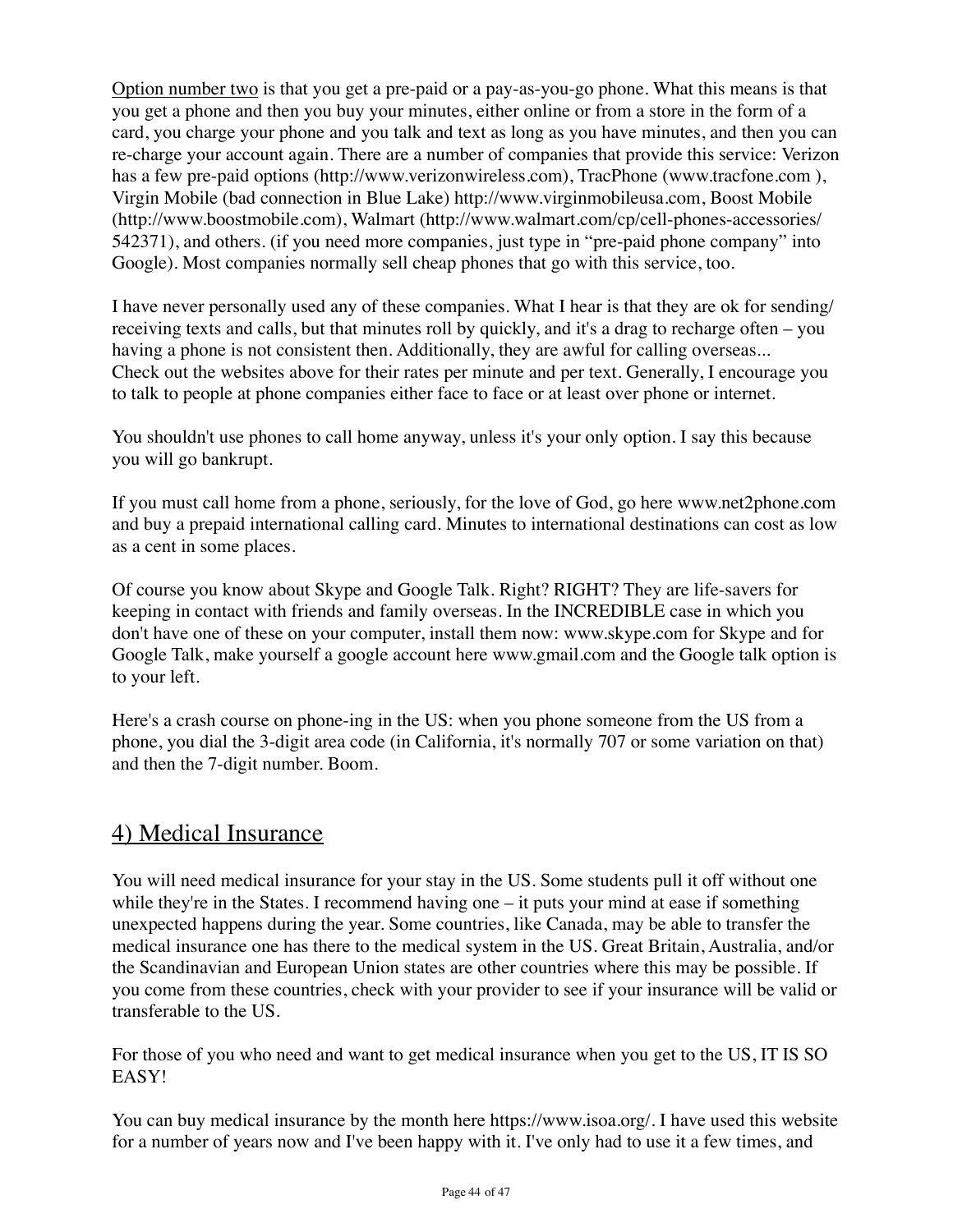Option number two is that you get a pre-paid or a pay-as-you-go phone. What this means is that you get a phone and then you buy your minutes, either online or from a store in the form of a card, you charge your phone and you talk and text as long as you have minutes, and then you can re-charge your account again. There are a number of companies that provide this service: Verizon has a few pre-paid options (http://www.verizonwireless.com), TracPhone (www.tracfone.com ), Virgin Mobile (bad connection in Blue Lake) http://www.virginmobileusa.com, Boost Mobile (http://www.boostmobile.com), Walmart (http://www.walmart.com/cp/cell-phones-accessories/542371), and others. (if you need more companies, just type in "pre-paid phone company" into Google). Most companies normally sell cheap phones that go with this service, too.

I have never personally used any of these companies. What I hear is that they are ok for sending/receiving texts and calls, but that minutes roll by quickly, and it's a drag to recharge often – you having a phone is not consistent then. Additionally, they are awful for calling overseas... Check out the websites above for their rates per minute and per text. Generally, I encourage you to talk to people at phone companies either face to face or at least over phone or internet.

You shouldn't use phones to call home anyway, unless it's your only option. I say this because you will go bankrupt.

If you must call home from a phone, seriously, for the love of God, go here www.net2phone.com and buy a prepaid international calling card. Minutes to international destinations can cost as low as a cent in some places.

Of course you know about Skype and Google Talk. Right? RIGHT? They are life-savers for keeping in contact with friends and family overseas. In the INCREDIBLE case in which you don't have one of these on your computer, install them now: www.skype.com for Skype and for Google Talk, make yourself a google account here www.gmail.com and the Google talk option is to your left.

Here's a crash course on phone-ing in the US: when you phone someone from the US from a phone, you dial the 3-digit area code (in California, it's normally 707 or some variation on that) and then the 7-digit number. Boom.

## 4) Medical Insurance

You will need medical insurance for your stay in the US. Some students pull it off without one while they're in the States. I recommend having one – it puts your mind at ease if something unexpected happens during the year. Some countries, like Canada, may be able to transfer the medical insurance one has there to the medical system in the US. Great Britain, Australia, and/or the Scandinavian and European Union states are other countries where this may be possible. If you come from these countries, check with your provider to see if your insurance will be valid or transferable to the US.

For those of you who need and want to get medical insurance when you get to the US, IT IS SO EASY!

You can buy medical insurance by the month here https://www.isoa.org/. I have used this website for a number of years now and I've been happy with it. I've only had to use it a few times, and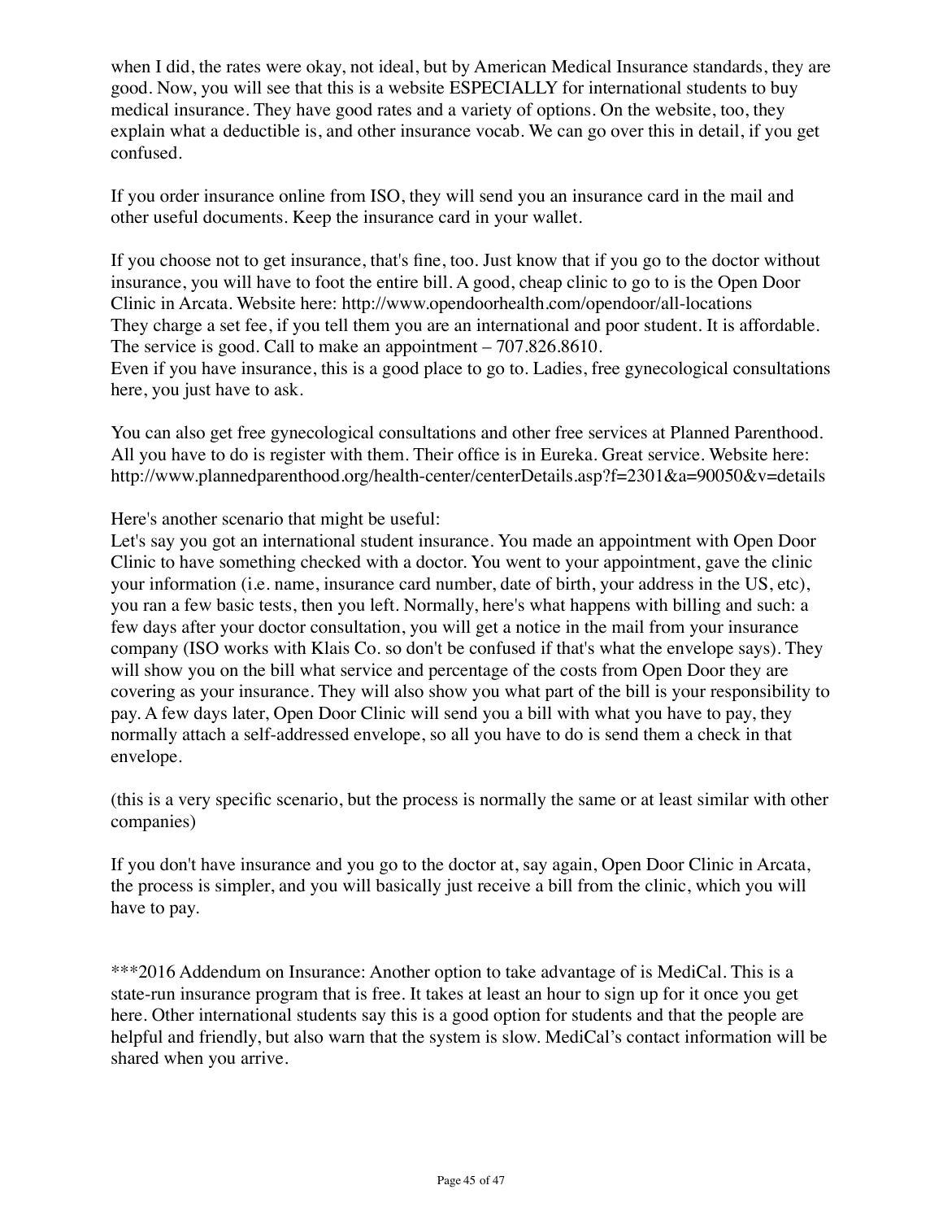when I did, the rates were okay, not ideal, but by American Medical Insurance standards, they are good. Now, you will see that this is a website ESPECIALLY for international students to buy medical insurance. They have good rates and a variety of options. On the website, too, they explain what a deductible is, and other insurance vocab. We can go over this in detail, if you get confused.

If you order insurance online from ISO, they will send you an insurance card in the mail and other useful documents. Keep the insurance card in your wallet.

If you choose not to get insurance, that's fine, too. Just know that if you go to the doctor without insurance, you will have to foot the entire bill. A good, cheap clinic to go to is the Open Door Clinic in Arcata. Website here: http://www.opendoorhealth.com/opendoor/all-locations
They charge a set fee, if you tell them you are an international and poor student. It is affordable. The service is good. Call to make an appointment – 707.826.8610.
Even if you have insurance, this is a good place to go to. Ladies, free gynecological consultations here, you just have to ask.

You can also get free gynecological consultations and other free services at Planned Parenthood. All you have to do is register with them. Their office is in Eureka. Great service. Website here: http://www.plannedparenthood.org/health-center/centerDetails.asp?f=2301&a=90050&v=details

Here's another scenario that might be useful:
Let's say you got an international student insurance. You made an appointment with Open Door Clinic to have something checked with a doctor. You went to your appointment, gave the clinic your information (i.e. name, insurance card number, date of birth, your address in the US, etc), you ran a few basic tests, then you left. Normally, here's what happens with billing and such: a few days after your doctor consultation, you will get a notice in the mail from your insurance company (ISO works with Klais Co. so don't be confused if that's what the envelope says). They will show you on the bill what service and percentage of the costs from Open Door they are covering as your insurance. They will also show you what part of the bill is your responsibility to pay. A few days later, Open Door Clinic will send you a bill with what you have to pay, they normally attach a self-addressed envelope, so all you have to do is send them a check in that envelope.

(this is a very specific scenario, but the process is normally the same or at least similar with other companies)

If you don't have insurance and you go to the doctor at, say again, Open Door Clinic in Arcata, the process is simpler, and you will basically just receive a bill from the clinic, which you will have to pay.

***2016 Addendum on Insurance: Another option to take advantage of is MediCal. This is a state-run insurance program that is free. It takes at least an hour to sign up for it once you get here. Other international students say this is a good option for students and that the people are helpful and friendly, but also warn that the system is slow. MediCal's contact information will be shared when you arrive.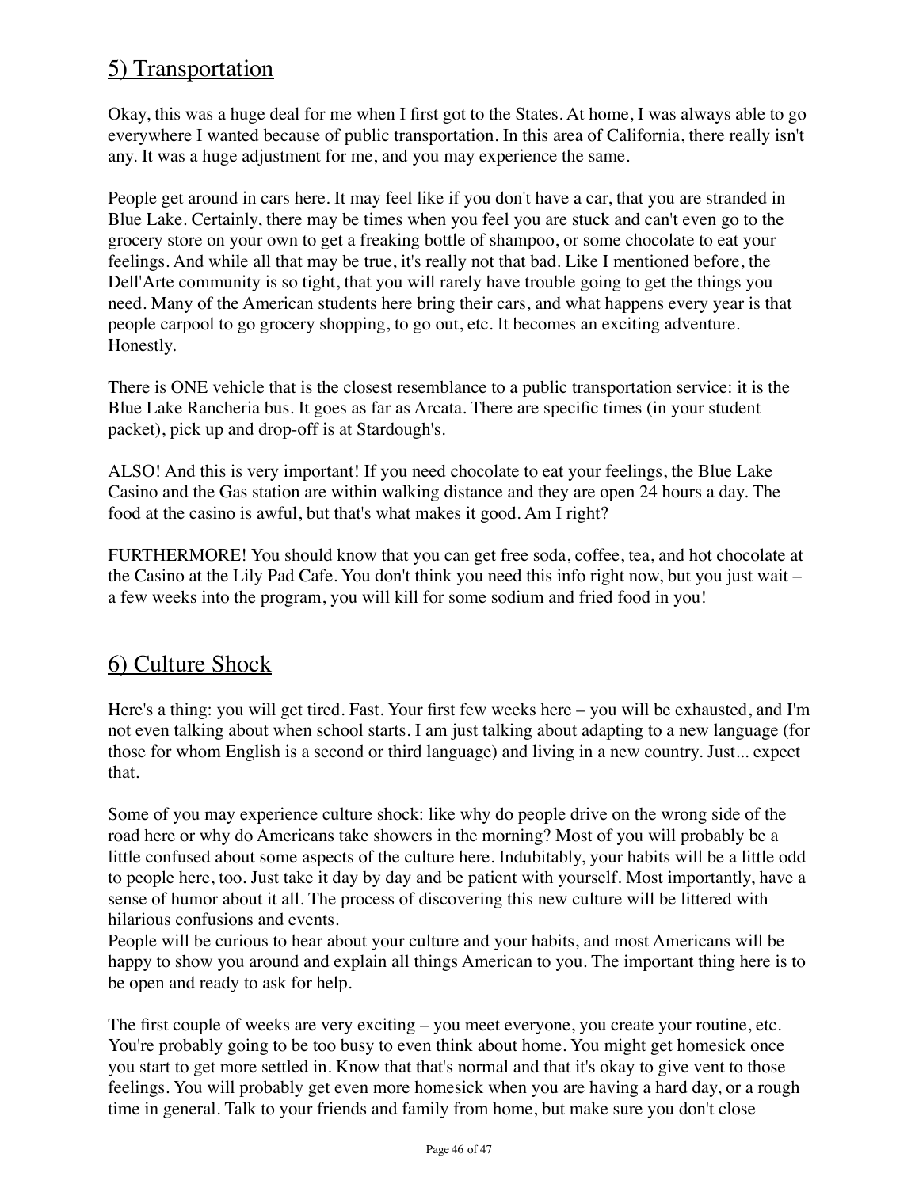## 5) Transportation

Okay, this was a huge deal for me when I first got to the States. At home, I was always able to go everywhere I wanted because of public transportation. In this area of California, there really isn't any. It was a huge adjustment for me, and you may experience the same.

People get around in cars here. It may feel like if you don't have a car, that you are stranded in Blue Lake. Certainly, there may be times when you feel you are stuck and can't even go to the grocery store on your own to get a freaking bottle of shampoo, or some chocolate to eat your feelings. And while all that may be true, it's really not that bad. Like I mentioned before, the Dell'Arte community is so tight, that you will rarely have trouble going to get the things you need. Many of the American students here bring their cars, and what happens every year is that people carpool to go grocery shopping, to go out, etc. It becomes an exciting adventure. Honestly.

There is ONE vehicle that is the closest resemblance to a public transportation service: it is the Blue Lake Rancheria bus. It goes as far as Arcata. There are specific times (in your student packet), pick up and drop-off is at Stardough's.

ALSO! And this is very important! If you need chocolate to eat your feelings, the Blue Lake Casino and the Gas station are within walking distance and they are open 24 hours a day. The food at the casino is awful, but that's what makes it good. Am I right?

FURTHERMORE! You should know that you can get free soda, coffee, tea, and hot chocolate at the Casino at the Lily Pad Cafe. You don't think you need this info right now, but you just wait – a few weeks into the program, you will kill for some sodium and fried food in you!

## 6) Culture Shock

Here's a thing: you will get tired. Fast. Your first few weeks here – you will be exhausted, and I'm not even talking about when school starts. I am just talking about adapting to a new language (for those for whom English is a second or third language) and living in a new country. Just... expect that.

Some of you may experience culture shock: like why do people drive on the wrong side of the road here or why do Americans take showers in the morning? Most of you will probably be a little confused about some aspects of the culture here. Indubitably, your habits will be a little odd to people here, too. Just take it day by day and be patient with yourself. Most importantly, have a sense of humor about it all. The process of discovering this new culture will be littered with hilarious confusions and events.
People will be curious to hear about your culture and your habits, and most Americans will be happy to show you around and explain all things American to you. The important thing here is to be open and ready to ask for help.

The first couple of weeks are very exciting – you meet everyone, you create your routine, etc. You're probably going to be too busy to even think about home. You might get homesick once you start to get more settled in. Know that that's normal and that it's okay to give vent to those feelings. You will probably get even more homesick when you are having a hard day, or a rough time in general. Talk to your friends and family from home, but make sure you don't close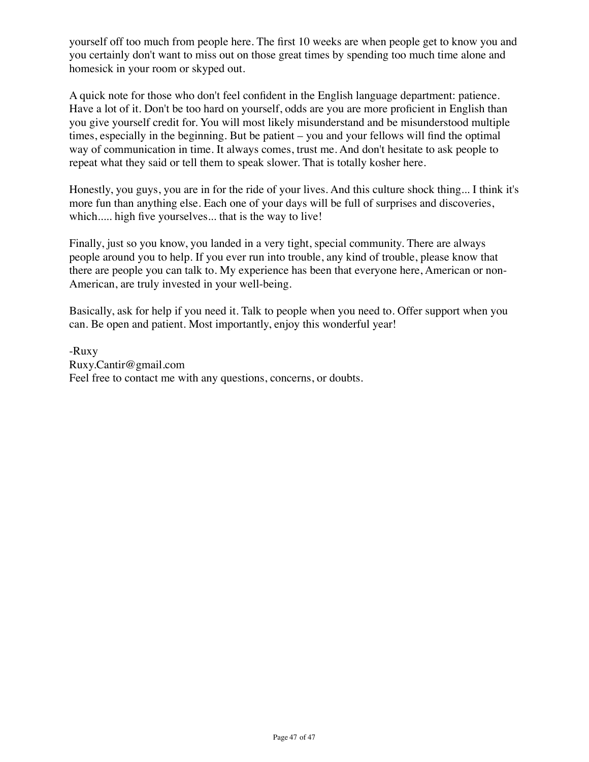yourself off too much from people here. The first 10 weeks are when people get to know you and you certainly don't want to miss out on those great times by spending too much time alone and homesick in your room or skyped out.

A quick note for those who don't feel confident in the English language department: patience. Have a lot of it. Don't be too hard on yourself, odds are you are more proficient in English than you give yourself credit for. You will most likely misunderstand and be misunderstood multiple times, especially in the beginning. But be patient – you and your fellows will find the optimal way of communication in time. It always comes, trust me. And don't hesitate to ask people to repeat what they said or tell them to speak slower. That is totally kosher here.

Honestly, you guys, you are in for the ride of your lives. And this culture shock thing... I think it's more fun than anything else. Each one of your days will be full of surprises and discoveries, which..... high five yourselves... that is the way to live!

Finally, just so you know, you landed in a very tight, special community. There are always people around you to help. If you ever run into trouble, any kind of trouble, please know that there are people you can talk to. My experience has been that everyone here, American or non-American, are truly invested in your well-being.

Basically, ask for help if you need it. Talk to people when you need to. Offer support when you can. Be open and patient. Most importantly, enjoy this wonderful year!

-Ruxy
Ruxy.Cantir@gmail.com
Feel free to contact me with any questions, concerns, or doubts.